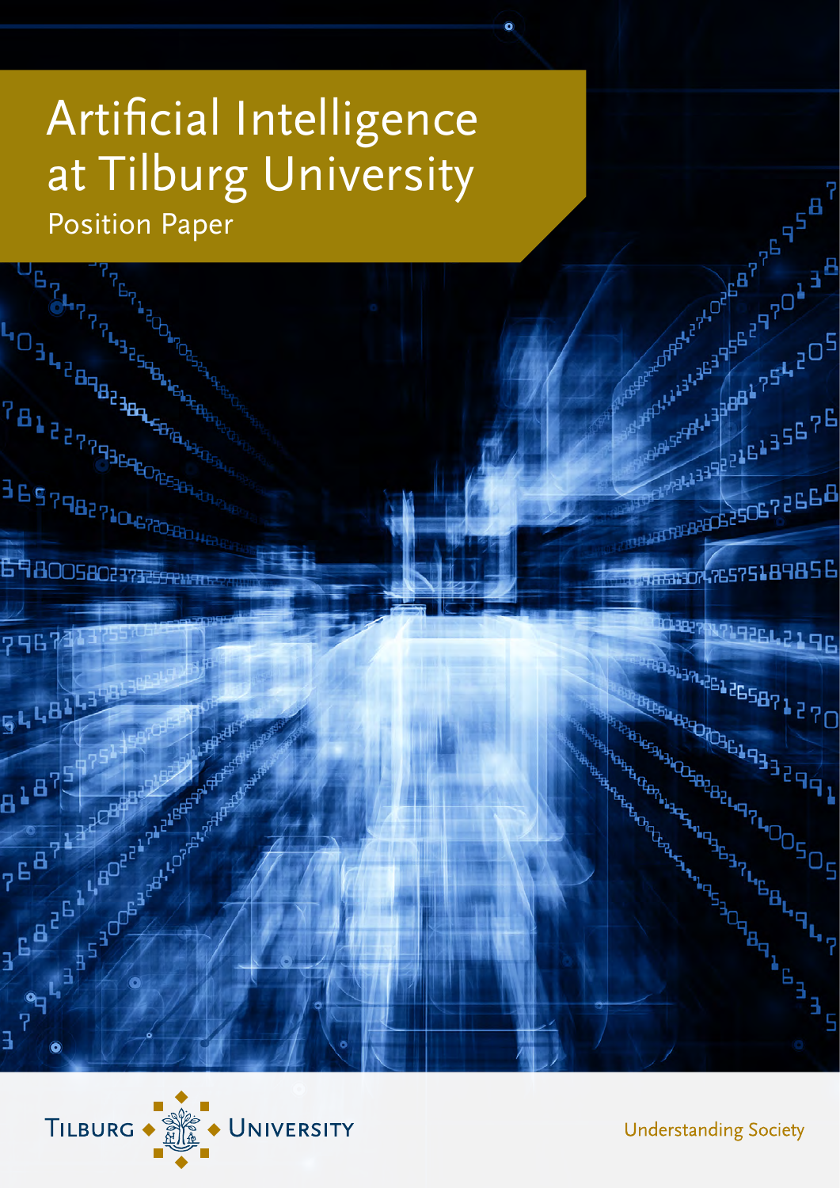# Artificial Intelligence at Tilburg University

Position Paper

Tilburg University

Understanding Society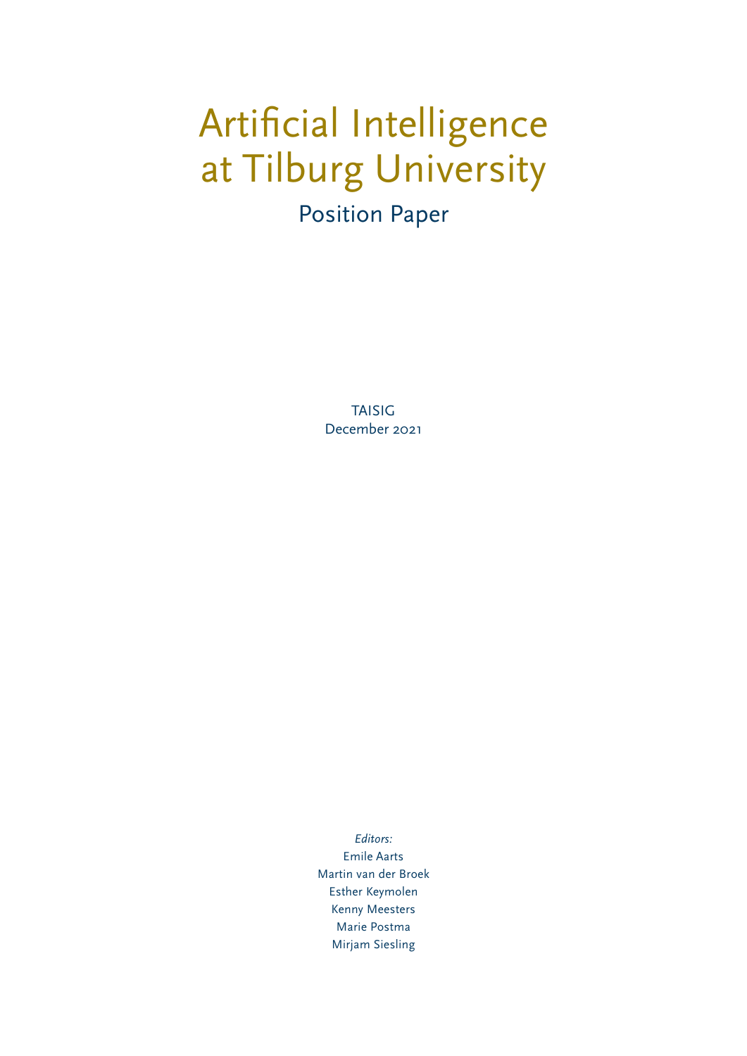# Artificial Intelligence at Tilburg University

## Position Paper

TAISIG
December 2021

*Editors:*
Emile Aarts
Martin van der Broek
Esther Keymolen
Kenny Meesters
Marie Postma
Mirjam Siesling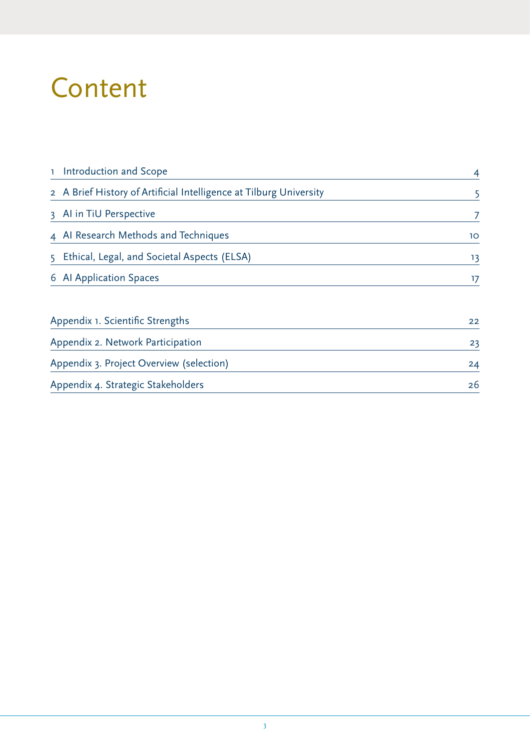# Content

| | |
|---|---|
| 1 Introduction and Scope | 4 |
| 2 A Brief History of Artificial Intelligence at Tilburg University | 5 |
| 3 AI in TiU Perspective | 7 |
| 4 AI Research Methods and Techniques | 10 |
| 5 Ethical, Legal, and Societal Aspects (ELSA) | 13 |
| 6 AI Application Spaces | 17 |
| | |
| Appendix 1. Scientific Strengths | 22 |
| Appendix 2. Network Participation | 23 |
| Appendix 3. Project Overview (selection) | 24 |
| Appendix 4. Strategic Stakeholders | 26 |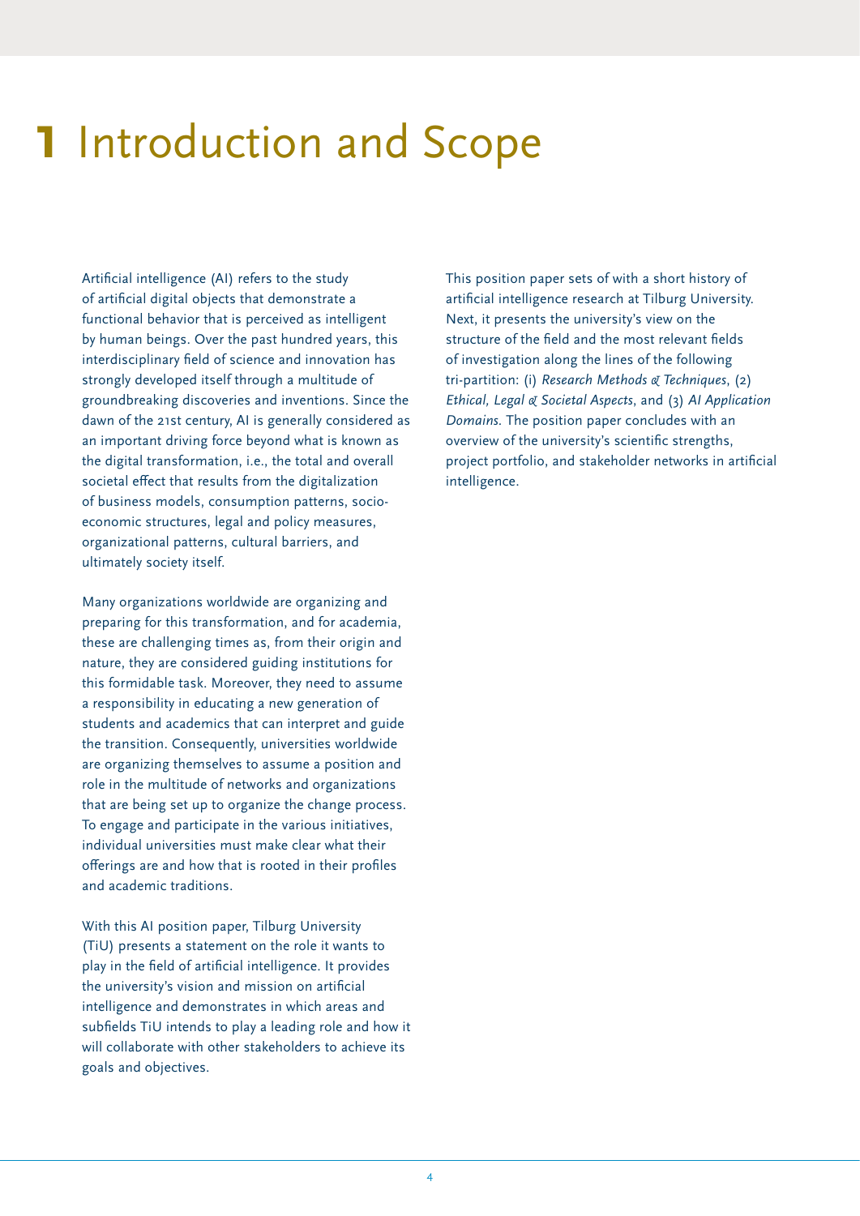# 1 Introduction and Scope

Artificial intelligence (AI) refers to the study of artificial digital objects that demonstrate a functional behavior that is perceived as intelligent by human beings. Over the past hundred years, this interdisciplinary field of science and innovation has strongly developed itself through a multitude of groundbreaking discoveries and inventions. Since the dawn of the 21st century, AI is generally considered as an important driving force beyond what is known as the digital transformation, i.e., the total and overall societal effect that results from the digitalization of business models, consumption patterns, socio-economic structures, legal and policy measures, organizational patterns, cultural barriers, and ultimately society itself.

Many organizations worldwide are organizing and preparing for this transformation, and for academia, these are challenging times as, from their origin and nature, they are considered guiding institutions for this formidable task. Moreover, they need to assume a responsibility in educating a new generation of students and academics that can interpret and guide the transition. Consequently, universities worldwide are organizing themselves to assume a position and role in the multitude of networks and organizations that are being set up to organize the change process. To engage and participate in the various initiatives, individual universities must make clear what their offerings are and how that is rooted in their profiles and academic traditions.

With this AI position paper, Tilburg University (TiU) presents a statement on the role it wants to play in the field of artificial intelligence. It provides the university's vision and mission on artificial intelligence and demonstrates in which areas and subfields TiU intends to play a leading role and how it will collaborate with other stakeholders to achieve its goals and objectives.

This position paper sets of with a short history of artificial intelligence research at Tilburg University. Next, it presents the university's view on the structure of the field and the most relevant fields of investigation along the lines of the following tri-partition: (i) *Research Methods & Techniques*, (2) *Ethical, Legal & Societal Aspects*, and (3) *AI Application Domains*. The position paper concludes with an overview of the university's scientific strengths, project portfolio, and stakeholder networks in artificial intelligence.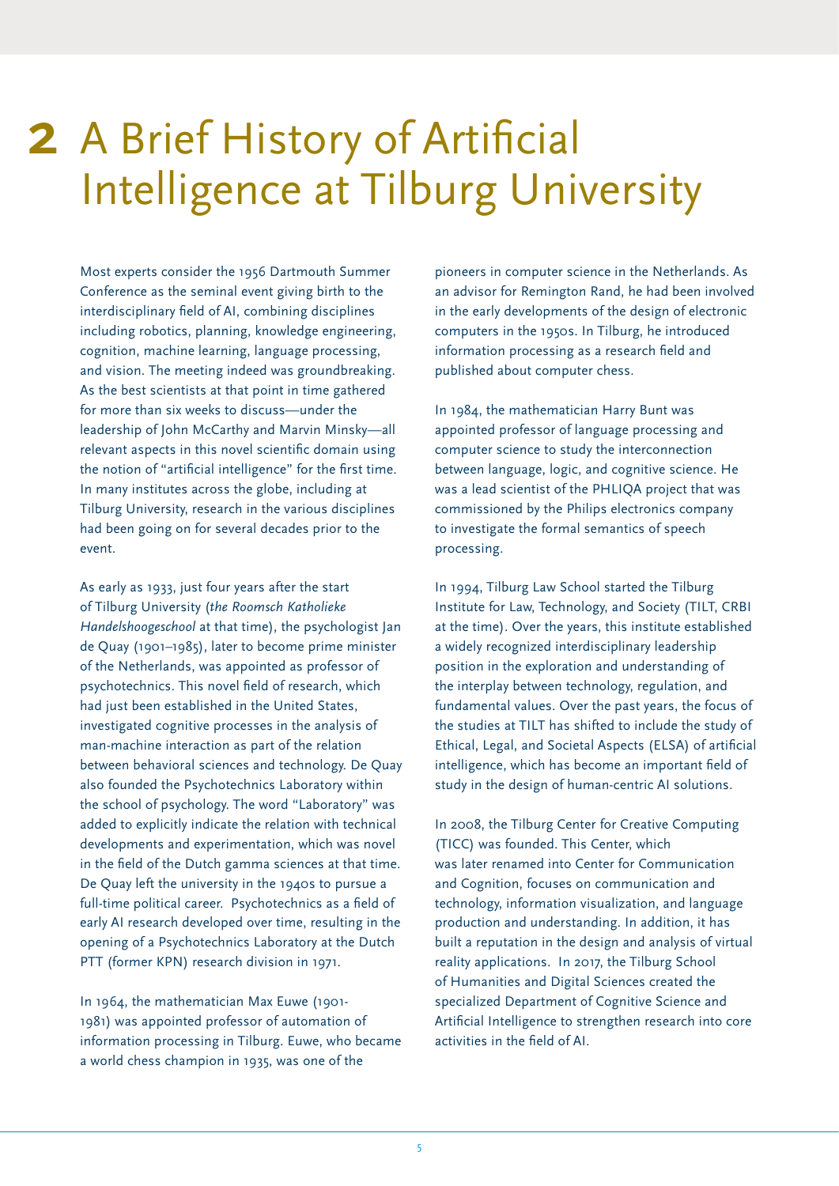# 2 A Brief History of Artificial Intelligence at Tilburg University

Most experts consider the 1956 Dartmouth Summer Conference as the seminal event giving birth to the interdisciplinary field of AI, combining disciplines including robotics, planning, knowledge engineering, cognition, machine learning, language processing, and vision. The meeting indeed was groundbreaking. As the best scientists at that point in time gathered for more than six weeks to discuss—under the leadership of John McCarthy and Marvin Minsky—all relevant aspects in this novel scientific domain using the notion of "artificial intelligence" for the first time. In many institutes across the globe, including at Tilburg University, research in the various disciplines had been going on for several decades prior to the event.

As early as 1933, just four years after the start of Tilburg University (*the Roomsch Katholieke Handelshoogeschool* at that time), the psychologist Jan de Quay (1901–1985), later to become prime minister of the Netherlands, was appointed as professor of psychotechnics. This novel field of research, which had just been established in the United States, investigated cognitive processes in the analysis of man-machine interaction as part of the relation between behavioral sciences and technology. De Quay also founded the Psychotechnics Laboratory within the school of psychology. The word "Laboratory" was added to explicitly indicate the relation with technical developments and experimentation, which was novel in the field of the Dutch gamma sciences at that time. De Quay left the university in the 1940s to pursue a full-time political career. Psychotechnics as a field of early AI research developed over time, resulting in the opening of a Psychotechnics Laboratory at the Dutch PTT (former KPN) research division in 1971.

In 1964, the mathematician Max Euwe (1901-1981) was appointed professor of automation of information processing in Tilburg. Euwe, who became a world chess champion in 1935, was one of the pioneers in computer science in the Netherlands. As an advisor for Remington Rand, he had been involved in the early developments of the design of electronic computers in the 1950s. In Tilburg, he introduced information processing as a research field and published about computer chess.

In 1984, the mathematician Harry Bunt was appointed professor of language processing and computer science to study the interconnection between language, logic, and cognitive science. He was a lead scientist of the PHLIQA project that was commissioned by the Philips electronics company to investigate the formal semantics of speech processing.

In 1994, Tilburg Law School started the Tilburg Institute for Law, Technology, and Society (TILT, CRBI at the time). Over the years, this institute established a widely recognized interdisciplinary leadership position in the exploration and understanding of the interplay between technology, regulation, and fundamental values. Over the past years, the focus of the studies at TILT has shifted to include the study of Ethical, Legal, and Societal Aspects (ELSA) of artificial intelligence, which has become an important field of study in the design of human-centric AI solutions.

In 2008, the Tilburg Center for Creative Computing (TICC) was founded. This Center, which was later renamed into Center for Communication and Cognition, focuses on communication and technology, information visualization, and language production and understanding. In addition, it has built a reputation in the design and analysis of virtual reality applications. In 2017, the Tilburg School of Humanities and Digital Sciences created the specialized Department of Cognitive Science and Artificial Intelligence to strengthen research into core activities in the field of AI.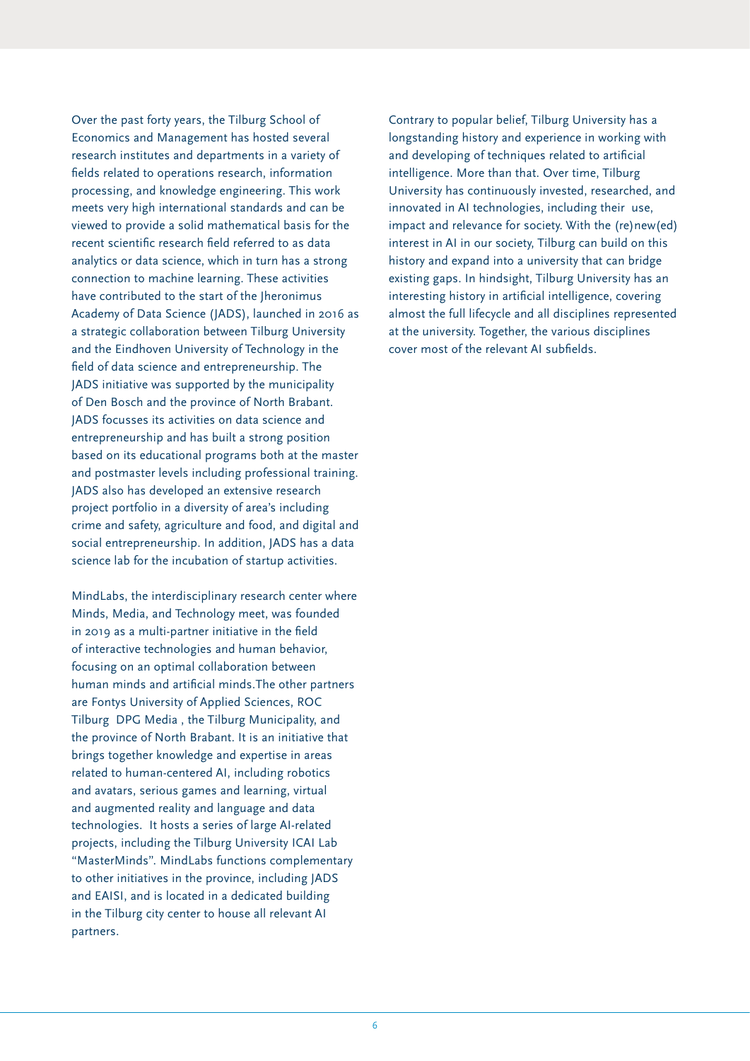Over the past forty years, the Tilburg School of Economics and Management has hosted several research institutes and departments in a variety of fields related to operations research, information processing, and knowledge engineering. This work meets very high international standards and can be viewed to provide a solid mathematical basis for the recent scientific research field referred to as data analytics or data science, which in turn has a strong connection to machine learning. These activities have contributed to the start of the Jheronimus Academy of Data Science (JADS), launched in 2016 as a strategic collaboration between Tilburg University and the Eindhoven University of Technology in the field of data science and entrepreneurship. The JADS initiative was supported by the municipality of Den Bosch and the province of North Brabant. JADS focusses its activities on data science and entrepreneurship and has built a strong position based on its educational programs both at the master and postmaster levels including professional training. JADS also has developed an extensive research project portfolio in a diversity of area's including crime and safety, agriculture and food, and digital and social entrepreneurship. In addition, JADS has a data science lab for the incubation of startup activities.

MindLabs, the interdisciplinary research center where Minds, Media, and Technology meet, was founded in 2019 as a multi-partner initiative in the field of interactive technologies and human behavior, focusing on an optimal collaboration between human minds and artificial minds.The other partners are Fontys University of Applied Sciences, ROC Tilburg DPG Media , the Tilburg Municipality, and the province of North Brabant. It is an initiative that brings together knowledge and expertise in areas related to human-centered AI, including robotics and avatars, serious games and learning, virtual and augmented reality and language and data technologies. It hosts a series of large AI-related projects, including the Tilburg University ICAI Lab "MasterMinds". MindLabs functions complementary to other initiatives in the province, including JADS and EAISI, and is located in a dedicated building in the Tilburg city center to house all relevant AI partners.

Contrary to popular belief, Tilburg University has a longstanding history and experience in working with and developing of techniques related to artificial intelligence. More than that. Over time, Tilburg University has continuously invested, researched, and innovated in AI technologies, including their use, impact and relevance for society. With the (re)new(ed) interest in AI in our society, Tilburg can build on this history and expand into a university that can bridge existing gaps. In hindsight, Tilburg University has an interesting history in artificial intelligence, covering almost the full lifecycle and all disciplines represented at the university. Together, the various disciplines cover most of the relevant AI subfields.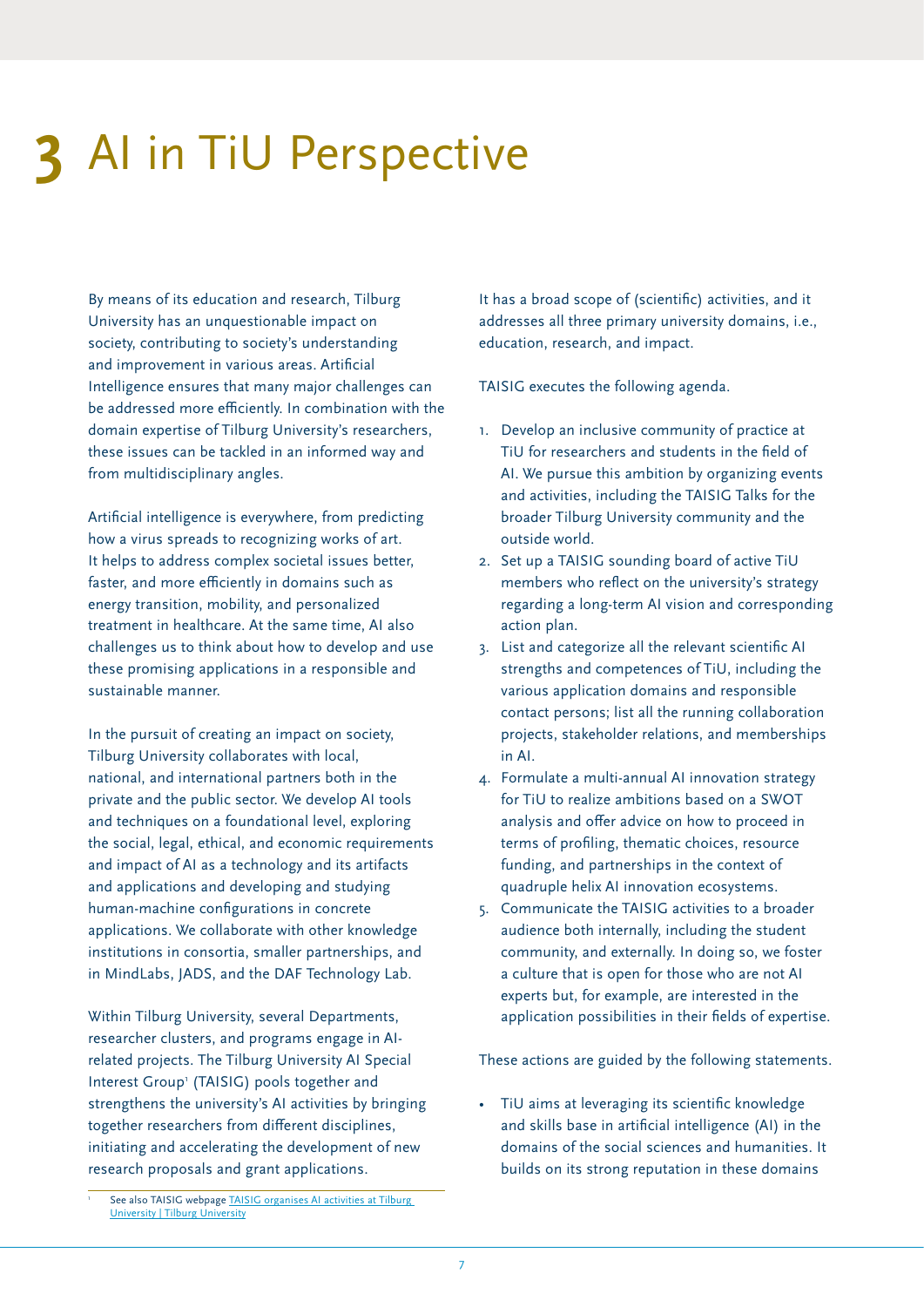# 3 AI in TiU Perspective

By means of its education and research, Tilburg University has an unquestionable impact on society, contributing to society's understanding and improvement in various areas. Artificial Intelligence ensures that many major challenges can be addressed more efficiently. In combination with the domain expertise of Tilburg University's researchers, these issues can be tackled in an informed way and from multidisciplinary angles.

Artificial intelligence is everywhere, from predicting how a virus spreads to recognizing works of art. It helps to address complex societal issues better, faster, and more efficiently in domains such as energy transition, mobility, and personalized treatment in healthcare. At the same time, AI also challenges us to think about how to develop and use these promising applications in a responsible and sustainable manner.

In the pursuit of creating an impact on society, Tilburg University collaborates with local, national, and international partners both in the private and the public sector. We develop AI tools and techniques on a foundational level, exploring the social, legal, ethical, and economic requirements and impact of AI as a technology and its artifacts and applications and developing and studying human-machine configurations in concrete applications. We collaborate with other knowledge institutions in consortia, smaller partnerships, and in MindLabs, JADS, and the DAF Technology Lab.

Within Tilburg University, several Departments, researcher clusters, and programs engage in AI-related projects. The Tilburg University AI Special Interest Group[1] (TAISIG) pools together and strengthens the university's AI activities by bringing together researchers from different disciplines, initiating and accelerating the development of new research proposals and grant applications.

It has a broad scope of (scientific) activities, and it addresses all three primary university domains, i.e., education, research, and impact.

TAISIG executes the following agenda.

1. Develop an inclusive community of practice at TiU for researchers and students in the field of AI. We pursue this ambition by organizing events and activities, including the TAISIG Talks for the broader Tilburg University community and the outside world.
2. Set up a TAISIG sounding board of active TiU members who reflect on the university's strategy regarding a long-term AI vision and corresponding action plan.
3. List and categorize all the relevant scientific AI strengths and competences of TiU, including the various application domains and responsible contact persons; list all the running collaboration projects, stakeholder relations, and memberships in AI.
4. Formulate a multi-annual AI innovation strategy for TiU to realize ambitions based on a SWOT analysis and offer advice on how to proceed in terms of profiling, thematic choices, resource funding, and partnerships in the context of quadruple helix AI innovation ecosystems.
5. Communicate the TAISIG activities to a broader audience both internally, including the student community, and externally. In doing so, we foster a culture that is open for those who are not AI experts but, for example, are interested in the application possibilities in their fields of expertise.

These actions are guided by the following statements.

- TiU aims at leveraging its scientific knowledge and skills base in artificial intelligence (AI) in the domains of the social sciences and humanities. It builds on its strong reputation in these domains

[1] See also TAISIG webpage [TAISIG organises AI activities at Tilburg University | Tilburg University]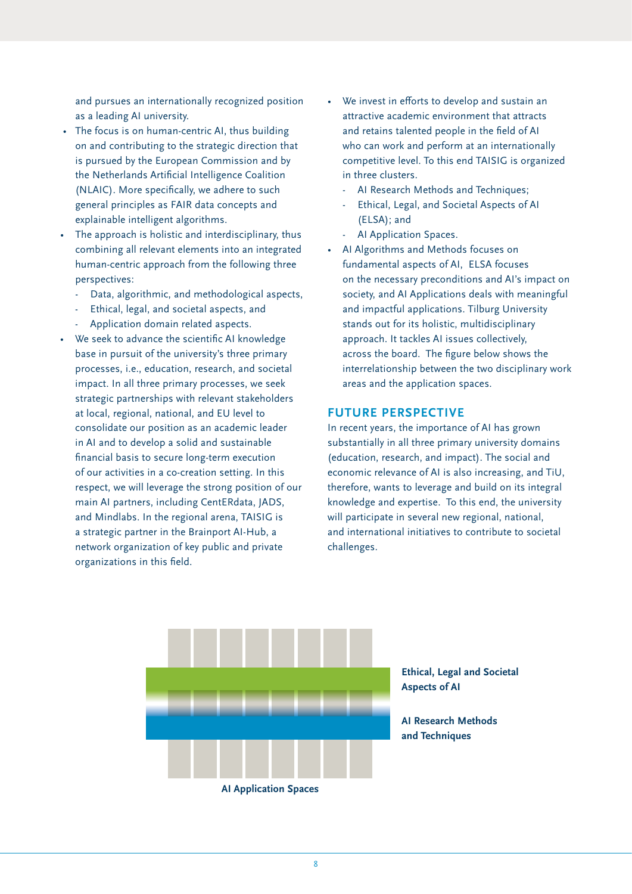and pursues an internationally recognized position as a leading AI university.

- The focus is on human-centric AI, thus building on and contributing to the strategic direction that is pursued by the European Commission and by the Netherlands Artificial Intelligence Coalition (NLAIC). More specifically, we adhere to such general principles as FAIR data concepts and explainable intelligent algorithms.
- The approach is holistic and interdisciplinary, thus combining all relevant elements into an integrated human-centric approach from the following three perspectives:
  - Data, algorithmic, and methodological aspects,
  - Ethical, legal, and societal aspects, and
  - Application domain related aspects.
- We seek to advance the scientific AI knowledge base in pursuit of the university's three primary processes, i.e., education, research, and societal impact. In all three primary processes, we seek strategic partnerships with relevant stakeholders at local, regional, national, and EU level to consolidate our position as an academic leader in AI and to develop a solid and sustainable financial basis to secure long-term execution of our activities in a co-creation setting. In this respect, we will leverage the strong position of our main AI partners, including CentERdata, JADS, and Mindlabs. In the regional arena, TAISIG is a strategic partner in the Brainport AI-Hub, a network organization of key public and private organizations in this field.
- We invest in efforts to develop and sustain an attractive academic environment that attracts and retains talented people in the field of AI who can work and perform at an internationally competitive level. To this end TAISIG is organized in three clusters.
  - AI Research Methods and Techniques;
  - Ethical, Legal, and Societal Aspects of AI (ELSA); and
  - AI Application Spaces.
- AI Algorithms and Methods focuses on fundamental aspects of AI, ELSA focuses on the necessary preconditions and AI's impact on society, and AI Applications deals with meaningful and impactful applications. Tilburg University stands out for its holistic, multidisciplinary approach. It tackles AI issues collectively, across the board. The figure below shows the interrelationship between the two disciplinary work areas and the application spaces.

## FUTURE PERSPECTIVE

In recent years, the importance of AI has grown substantially in all three primary university domains (education, research, and impact). The social and economic relevance of AI is also increasing, and TiU, therefore, wants to leverage and build on its integral knowledge and expertise. To this end, the university will participate in several new regional, national, and international initiatives to contribute to societal challenges.

**Ethical, Legal and Societal Aspects of AI**

**AI Research Methods and Techniques**

**AI Application Spaces**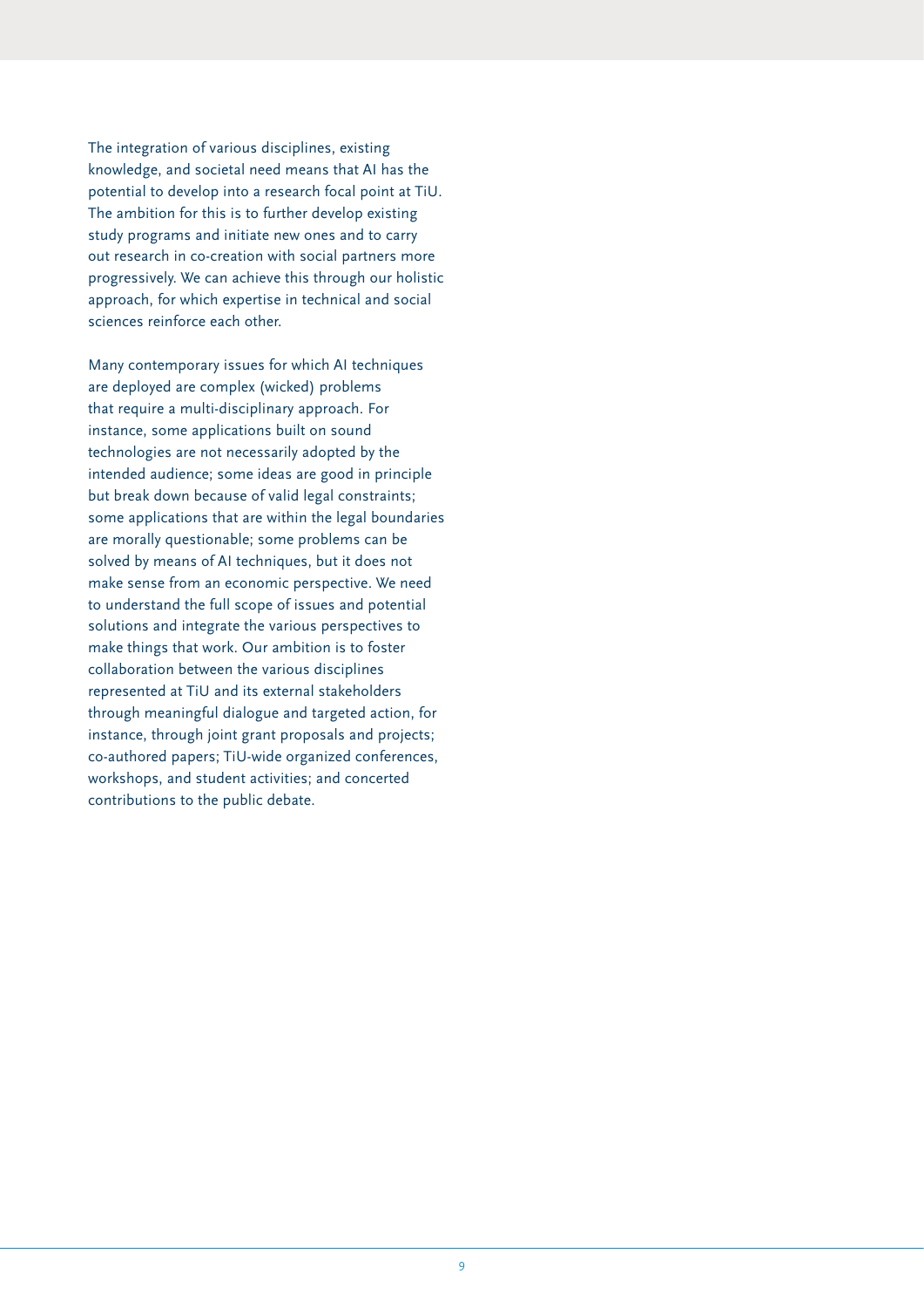The integration of various disciplines, existing knowledge, and societal need means that AI has the potential to develop into a research focal point at TiU. The ambition for this is to further develop existing study programs and initiate new ones and to carry out research in co-creation with social partners more progressively. We can achieve this through our holistic approach, for which expertise in technical and social sciences reinforce each other.

Many contemporary issues for which AI techniques are deployed are complex (wicked) problems that require a multi-disciplinary approach. For instance, some applications built on sound technologies are not necessarily adopted by the intended audience; some ideas are good in principle but break down because of valid legal constraints; some applications that are within the legal boundaries are morally questionable; some problems can be solved by means of AI techniques, but it does not make sense from an economic perspective. We need to understand the full scope of issues and potential solutions and integrate the various perspectives to make things that work. Our ambition is to foster collaboration between the various disciplines represented at TiU and its external stakeholders through meaningful dialogue and targeted action, for instance, through joint grant proposals and projects; co-authored papers; TiU-wide organized conferences, workshops, and student activities; and concerted contributions to the public debate.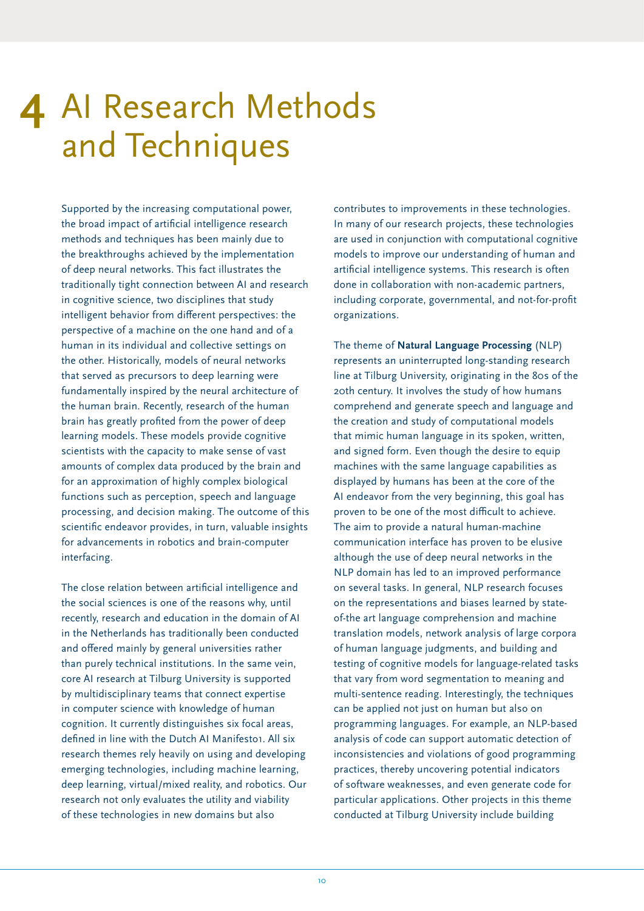# 4 AI Research Methods and Techniques

Supported by the increasing computational power, the broad impact of artificial intelligence research methods and techniques has been mainly due to the breakthroughs achieved by the implementation of deep neural networks. This fact illustrates the traditionally tight connection between AI and research in cognitive science, two disciplines that study intelligent behavior from different perspectives: the perspective of a machine on the one hand and of a human in its individual and collective settings on the other. Historically, models of neural networks that served as precursors to deep learning were fundamentally inspired by the neural architecture of the human brain. Recently, research of the human brain has greatly profited from the power of deep learning models. These models provide cognitive scientists with the capacity to make sense of vast amounts of complex data produced by the brain and for an approximation of highly complex biological functions such as perception, speech and language processing, and decision making. The outcome of this scientific endeavor provides, in turn, valuable insights for advancements in robotics and brain-computer interfacing.

The close relation between artificial intelligence and the social sciences is one of the reasons why, until recently, research and education in the domain of AI in the Netherlands has traditionally been conducted and offered mainly by general universities rather than purely technical institutions. In the same vein, core AI research at Tilburg University is supported by multidisciplinary teams that connect expertise in computer science with knowledge of human cognition. It currently distinguishes six focal areas, defined in line with the Dutch AI Manifesto[1]. All six research themes rely heavily on using and developing emerging technologies, including machine learning, deep learning, virtual/mixed reality, and robotics. Our research not only evaluates the utility and viability of these technologies in new domains but also contributes to improvements in these technologies. In many of our research projects, these technologies are used in conjunction with computational cognitive models to improve our understanding of human and artificial intelligence systems. This research is often done in collaboration with non-academic partners, including corporate, governmental, and not-for-profit organizations.

The theme of **Natural Language Processing** (NLP) represents an uninterrupted long-standing research line at Tilburg University, originating in the 80s of the 20th century. It involves the study of how humans comprehend and generate speech and language and the creation and study of computational models that mimic human language in its spoken, written, and signed form. Even though the desire to equip machines with the same language capabilities as displayed by humans has been at the core of the AI endeavor from the very beginning, this goal has proven to be one of the most difficult to achieve. The aim to provide a natural human-machine communication interface has proven to be elusive although the use of deep neural networks in the NLP domain has led to an improved performance on several tasks. In general, NLP research focuses on the representations and biases learned by state-of-the art language comprehension and machine translation models, network analysis of large corpora of human language judgments, and building and testing of cognitive models for language-related tasks that vary from word segmentation to meaning and multi-sentence reading. Interestingly, the techniques can be applied not just on human but also on programming languages. For example, an NLP-based analysis of code can support automatic detection of inconsistencies and violations of good programming practices, thereby uncovering potential indicators of software weaknesses, and even generate code for particular applications. Other projects in this theme conducted at Tilburg University include building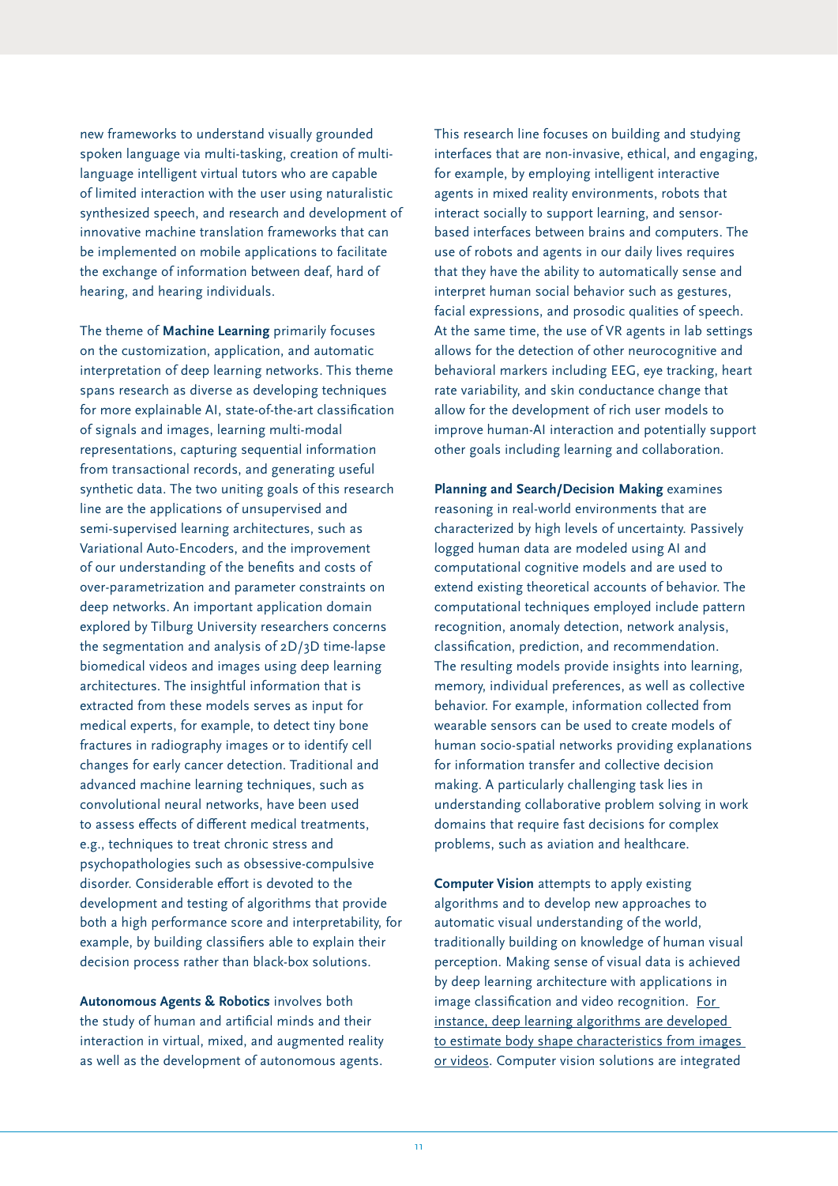new frameworks to understand visually grounded spoken language via multi-tasking, creation of multi-language intelligent virtual tutors who are capable of limited interaction with the user using naturalistic synthesized speech, and research and development of innovative machine translation frameworks that can be implemented on mobile applications to facilitate the exchange of information between deaf, hard of hearing, and hearing individuals.

The theme of **Machine Learning** primarily focuses on the customization, application, and automatic interpretation of deep learning networks. This theme spans research as diverse as developing techniques for more explainable AI, state-of-the-art classification of signals and images, learning multi-modal representations, capturing sequential information from transactional records, and generating useful synthetic data. The two uniting goals of this research line are the applications of unsupervised and semi-supervised learning architectures, such as Variational Auto-Encoders, and the improvement of our understanding of the benefits and costs of over-parametrization and parameter constraints on deep networks. An important application domain explored by Tilburg University researchers concerns the segmentation and analysis of 2D/3D time-lapse biomedical videos and images using deep learning architectures. The insightful information that is extracted from these models serves as input for medical experts, for example, to detect tiny bone fractures in radiography images or to identify cell changes for early cancer detection. Traditional and advanced machine learning techniques, such as convolutional neural networks, have been used to assess effects of different medical treatments, e.g., techniques to treat chronic stress and psychopathologies such as obsessive-compulsive disorder. Considerable effort is devoted to the development and testing of algorithms that provide both a high performance score and interpretability, for example, by building classifiers able to explain their decision process rather than black-box solutions.

**Autonomous Agents & Robotics** involves both the study of human and artificial minds and their interaction in virtual, mixed, and augmented reality as well as the development of autonomous agents. This research line focuses on building and studying interfaces that are non-invasive, ethical, and engaging, for example, by employing intelligent interactive agents in mixed reality environments, robots that interact socially to support learning, and sensor-based interfaces between brains and computers. The use of robots and agents in our daily lives requires that they have the ability to automatically sense and interpret human social behavior such as gestures, facial expressions, and prosodic qualities of speech. At the same time, the use of VR agents in lab settings allows for the detection of other neurocognitive and behavioral markers including EEG, eye tracking, heart rate variability, and skin conductance change that allow for the development of rich user models to improve human-AI interaction and potentially support other goals including learning and collaboration.

**Planning and Search/Decision Making** examines reasoning in real-world environments that are characterized by high levels of uncertainty. Passively logged human data are modeled using AI and computational cognitive models and are used to extend existing theoretical accounts of behavior. The computational techniques employed include pattern recognition, anomaly detection, network analysis, classification, prediction, and recommendation. The resulting models provide insights into learning, memory, individual preferences, as well as collective behavior. For example, information collected from wearable sensors can be used to create models of human socio-spatial networks providing explanations for information transfer and collective decision making. A particularly challenging task lies in understanding collaborative problem solving in work domains that require fast decisions for complex problems, such as aviation and healthcare.

**Computer Vision** attempts to apply existing algorithms and to develop new approaches to automatic visual understanding of the world, traditionally building on knowledge of human visual perception. Making sense of visual data is achieved by deep learning architecture with applications in image classification and video recognition. For instance, deep learning algorithms are developed to estimate body shape characteristics from images or videos. Computer vision solutions are integrated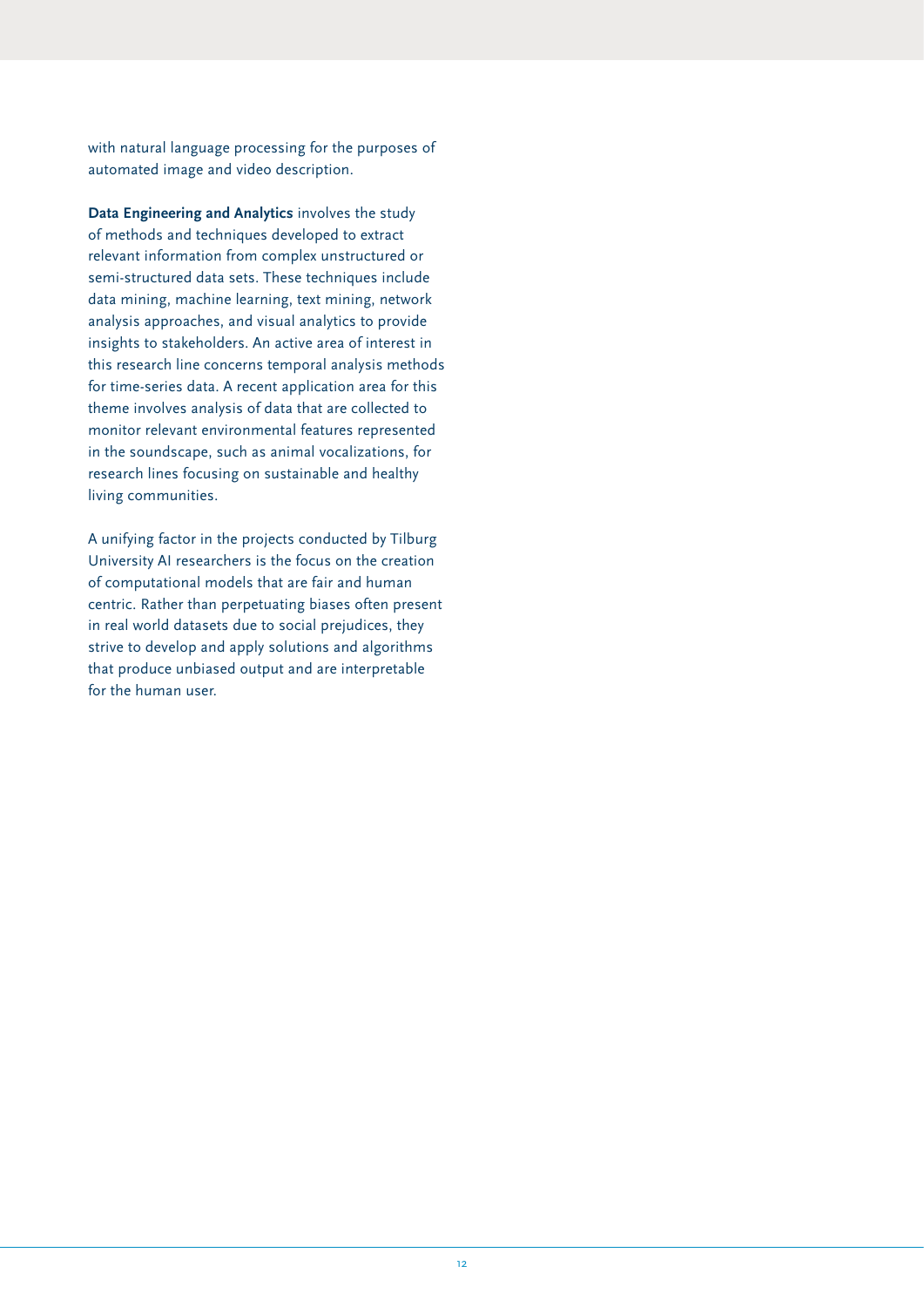with natural language processing for the purposes of automated image and video description.

**Data Engineering and Analytics** involves the study of methods and techniques developed to extract relevant information from complex unstructured or semi-structured data sets. These techniques include data mining, machine learning, text mining, network analysis approaches, and visual analytics to provide insights to stakeholders. An active area of interest in this research line concerns temporal analysis methods for time-series data. A recent application area for this theme involves analysis of data that are collected to monitor relevant environmental features represented in the soundscape, such as animal vocalizations, for research lines focusing on sustainable and healthy living communities.

A unifying factor in the projects conducted by Tilburg University AI researchers is the focus on the creation of computational models that are fair and human centric. Rather than perpetuating biases often present in real world datasets due to social prejudices, they strive to develop and apply solutions and algorithms that produce unbiased output and are interpretable for the human user.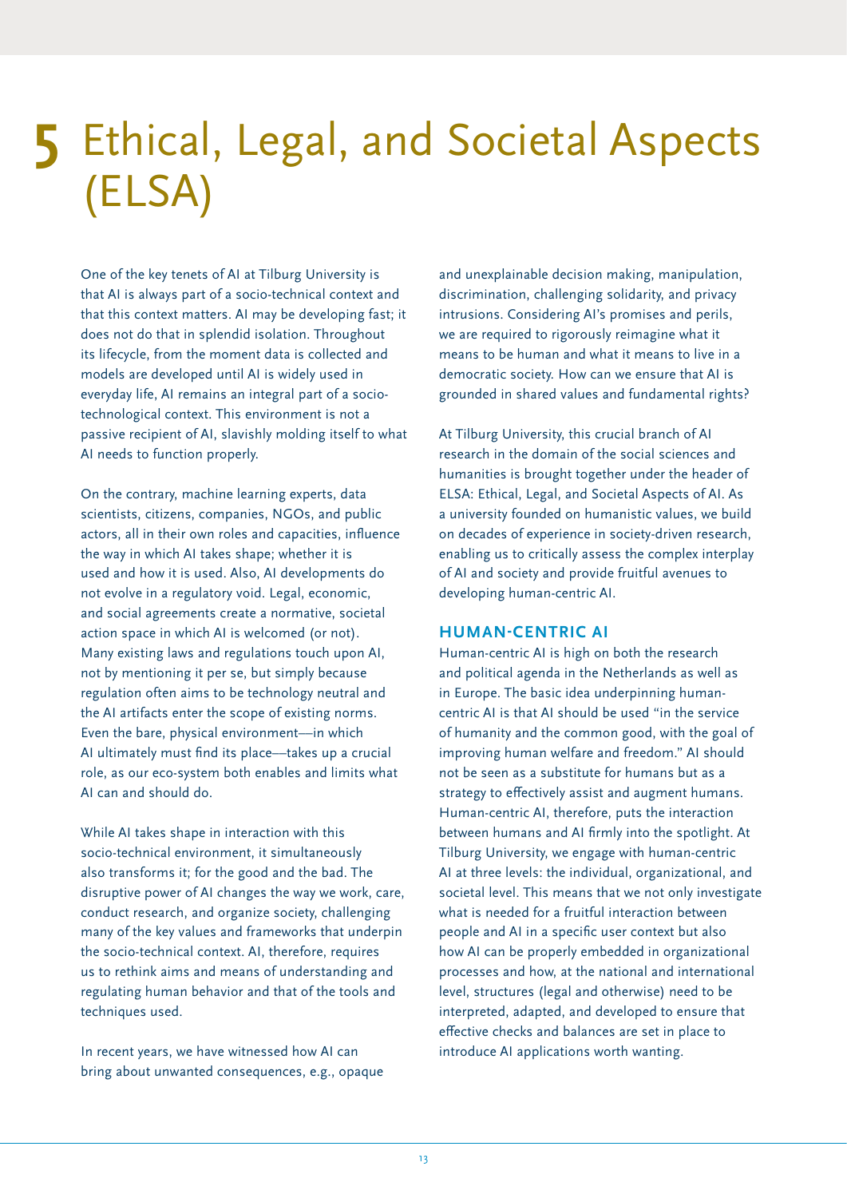# 5 Ethical, Legal, and Societal Aspects (ELSA)

One of the key tenets of AI at Tilburg University is that AI is always part of a socio-technical context and that this context matters. AI may be developing fast; it does not do that in splendid isolation. Throughout its lifecycle, from the moment data is collected and models are developed until AI is widely used in everyday life, AI remains an integral part of a socio-technological context. This environment is not a passive recipient of AI, slavishly molding itself to what AI needs to function properly.

On the contrary, machine learning experts, data scientists, citizens, companies, NGOs, and public actors, all in their own roles and capacities, influence the way in which AI takes shape; whether it is used and how it is used. Also, AI developments do not evolve in a regulatory void. Legal, economic, and social agreements create a normative, societal action space in which AI is welcomed (or not). Many existing laws and regulations touch upon AI, not by mentioning it per se, but simply because regulation often aims to be technology neutral and the AI artifacts enter the scope of existing norms. Even the bare, physical environment—in which AI ultimately must find its place—takes up a crucial role, as our eco-system both enables and limits what AI can and should do.

While AI takes shape in interaction with this socio-technical environment, it simultaneously also transforms it; for the good and the bad. The disruptive power of AI changes the way we work, care, conduct research, and organize society, challenging many of the key values and frameworks that underpin the socio-technical context. AI, therefore, requires us to rethink aims and means of understanding and regulating human behavior and that of the tools and techniques used.

In recent years, we have witnessed how AI can bring about unwanted consequences, e.g., opaque and unexplainable decision making, manipulation, discrimination, challenging solidarity, and privacy intrusions. Considering AI's promises and perils, we are required to rigorously reimagine what it means to be human and what it means to live in a democratic society. How can we ensure that AI is grounded in shared values and fundamental rights?

At Tilburg University, this crucial branch of AI research in the domain of the social sciences and humanities is brought together under the header of ELSA: Ethical, Legal, and Societal Aspects of AI. As a university founded on humanistic values, we build on decades of experience in society-driven research, enabling us to critically assess the complex interplay of AI and society and provide fruitful avenues to developing human-centric AI.

## HUMAN-CENTRIC AI

Human-centric AI is high on both the research and political agenda in the Netherlands as well as in Europe. The basic idea underpinning human-centric AI is that AI should be used "in the service of humanity and the common good, with the goal of improving human welfare and freedom." AI should not be seen as a substitute for humans but as a strategy to effectively assist and augment humans. Human-centric AI, therefore, puts the interaction between humans and AI firmly into the spotlight. At Tilburg University, we engage with human-centric AI at three levels: the individual, organizational, and societal level. This means that we not only investigate what is needed for a fruitful interaction between people and AI in a specific user context but also how AI can be properly embedded in organizational processes and how, at the national and international level, structures (legal and otherwise) need to be interpreted, adapted, and developed to ensure that effective checks and balances are set in place to introduce AI applications worth wanting.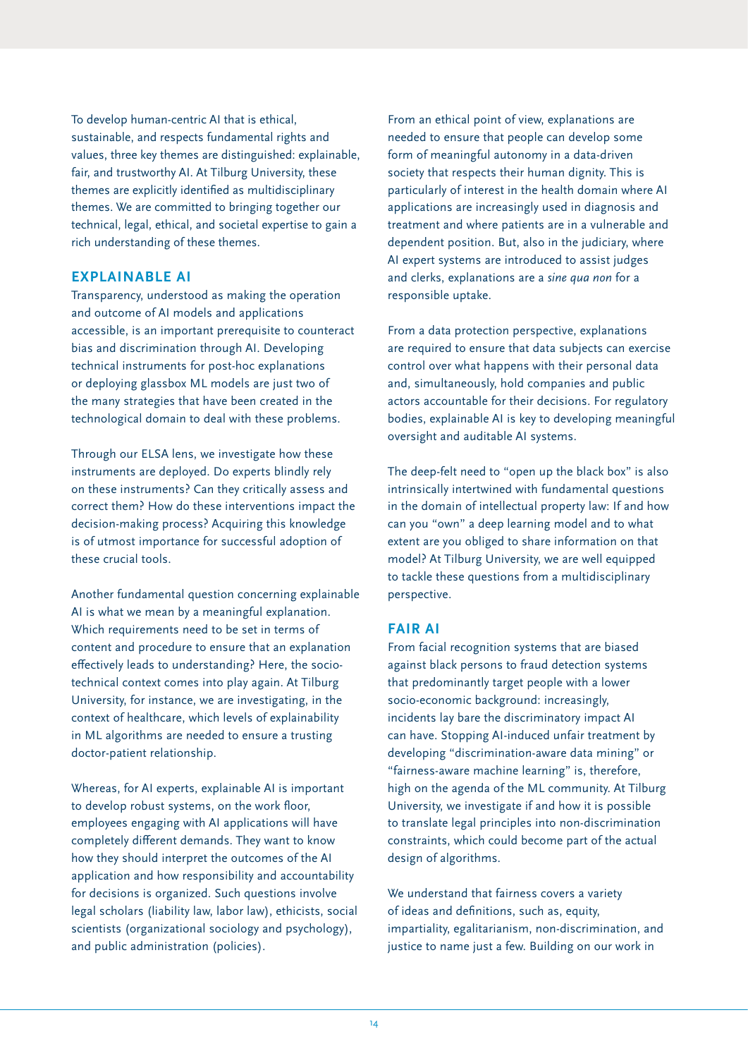To develop human-centric AI that is ethical, sustainable, and respects fundamental rights and values, three key themes are distinguished: explainable, fair, and trustworthy AI. At Tilburg University, these themes are explicitly identified as multidisciplinary themes. We are committed to bringing together our technical, legal, ethical, and societal expertise to gain a rich understanding of these themes.

## EXPLAINABLE AI

Transparency, understood as making the operation and outcome of AI models and applications accessible, is an important prerequisite to counteract bias and discrimination through AI. Developing technical instruments for post-hoc explanations or deploying glassbox ML models are just two of the many strategies that have been created in the technological domain to deal with these problems.

Through our ELSA lens, we investigate how these instruments are deployed. Do experts blindly rely on these instruments? Can they critically assess and correct them? How do these interventions impact the decision-making process? Acquiring this knowledge is of utmost importance for successful adoption of these crucial tools.

Another fundamental question concerning explainable AI is what we mean by a meaningful explanation. Which requirements need to be set in terms of content and procedure to ensure that an explanation effectively leads to understanding? Here, the socio-technical context comes into play again. At Tilburg University, for instance, we are investigating, in the context of healthcare, which levels of explainability in ML algorithms are needed to ensure a trusting doctor-patient relationship.

Whereas, for AI experts, explainable AI is important to develop robust systems, on the work floor, employees engaging with AI applications will have completely different demands. They want to know how they should interpret the outcomes of the AI application and how responsibility and accountability for decisions is organized. Such questions involve legal scholars (liability law, labor law), ethicists, social scientists (organizational sociology and psychology), and public administration (policies).

From an ethical point of view, explanations are needed to ensure that people can develop some form of meaningful autonomy in a data-driven society that respects their human dignity. This is particularly of interest in the health domain where AI applications are increasingly used in diagnosis and treatment and where patients are in a vulnerable and dependent position. But, also in the judiciary, where AI expert systems are introduced to assist judges and clerks, explanations are a *sine qua non* for a responsible uptake.

From a data protection perspective, explanations are required to ensure that data subjects can exercise control over what happens with their personal data and, simultaneously, hold companies and public actors accountable for their decisions. For regulatory bodies, explainable AI is key to developing meaningful oversight and auditable AI systems.

The deep-felt need to "open up the black box" is also intrinsically intertwined with fundamental questions in the domain of intellectual property law: If and how can you "own" a deep learning model and to what extent are you obliged to share information on that model? At Tilburg University, we are well equipped to tackle these questions from a multidisciplinary perspective.

## FAIR AI

From facial recognition systems that are biased against black persons to fraud detection systems that predominantly target people with a lower socio-economic background: increasingly, incidents lay bare the discriminatory impact AI can have. Stopping AI-induced unfair treatment by developing "discrimination-aware data mining" or "fairness-aware machine learning" is, therefore, high on the agenda of the ML community. At Tilburg University, we investigate if and how it is possible to translate legal principles into non-discrimination constraints, which could become part of the actual design of algorithms.

We understand that fairness covers a variety of ideas and definitions, such as, equity, impartiality, egalitarianism, non-discrimination, and justice to name just a few. Building on our work in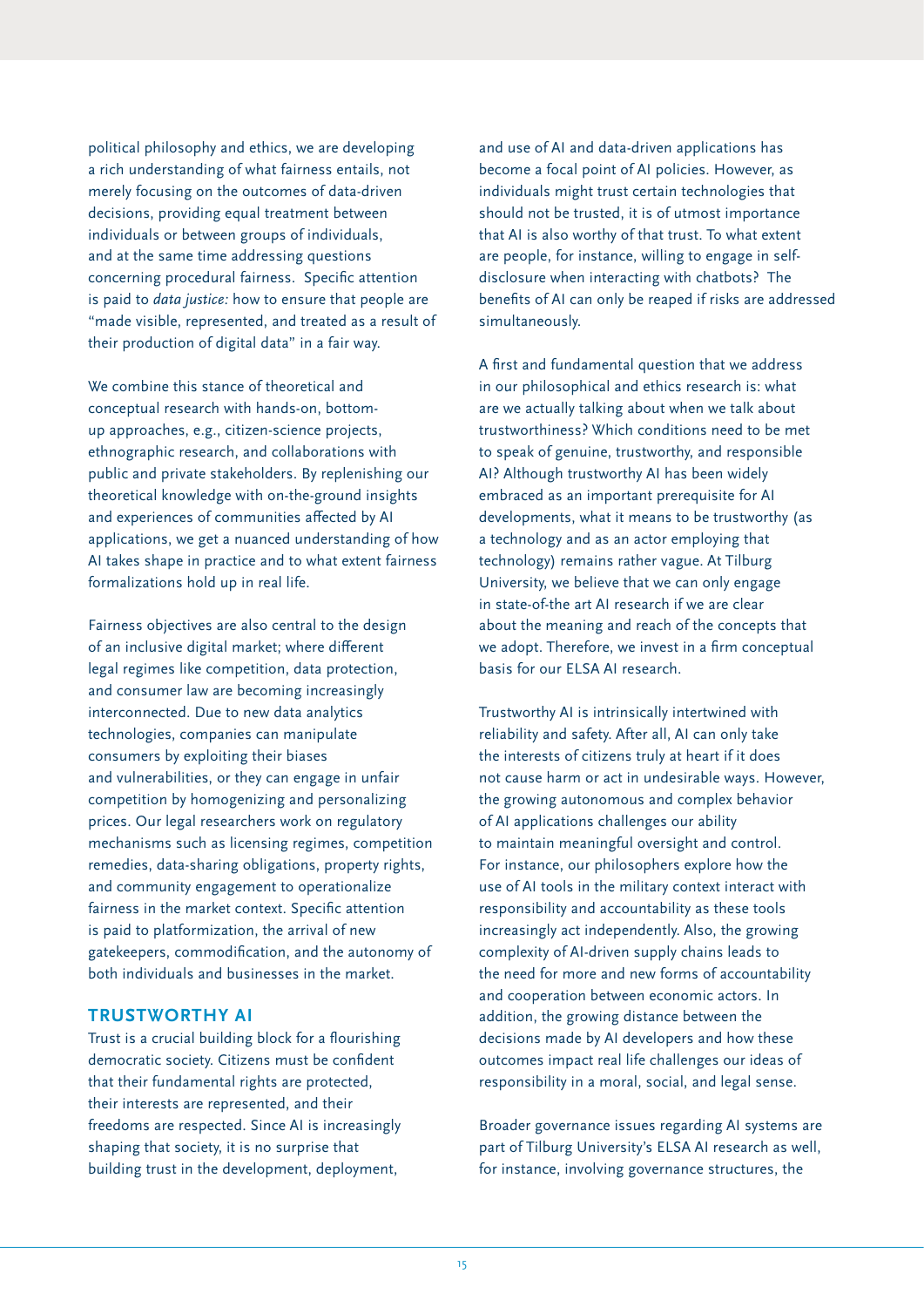political philosophy and ethics, we are developing a rich understanding of what fairness entails, not merely focusing on the outcomes of data-driven decisions, providing equal treatment between individuals or between groups of individuals, and at the same time addressing questions concerning procedural fairness. Specific attention is paid to *data justice:* how to ensure that people are "made visible, represented, and treated as a result of their production of digital data" in a fair way.

We combine this stance of theoretical and conceptual research with hands-on, bottom-up approaches, e.g., citizen-science projects, ethnographic research, and collaborations with public and private stakeholders. By replenishing our theoretical knowledge with on-the-ground insights and experiences of communities affected by AI applications, we get a nuanced understanding of how AI takes shape in practice and to what extent fairness formalizations hold up in real life.

Fairness objectives are also central to the design of an inclusive digital market; where different legal regimes like competition, data protection, and consumer law are becoming increasingly interconnected. Due to new data analytics technologies, companies can manipulate consumers by exploiting their biases and vulnerabilities, or they can engage in unfair competition by homogenizing and personalizing prices. Our legal researchers work on regulatory mechanisms such as licensing regimes, competition remedies, data-sharing obligations, property rights, and community engagement to operationalize fairness in the market context. Specific attention is paid to platformization, the arrival of new gatekeepers, commodification, and the autonomy of both individuals and businesses in the market.

## TRUSTWORTHY AI

Trust is a crucial building block for a flourishing democratic society. Citizens must be confident that their fundamental rights are protected, their interests are represented, and their freedoms are respected. Since AI is increasingly shaping that society, it is no surprise that building trust in the development, deployment, and use of AI and data-driven applications has become a focal point of AI policies. However, as individuals might trust certain technologies that should not be trusted, it is of utmost importance that AI is also worthy of that trust. To what extent are people, for instance, willing to engage in self-disclosure when interacting with chatbots? The benefits of AI can only be reaped if risks are addressed simultaneously.

A first and fundamental question that we address in our philosophical and ethics research is: what are we actually talking about when we talk about trustworthiness? Which conditions need to be met to speak of genuine, trustworthy, and responsible AI? Although trustworthy AI has been widely embraced as an important prerequisite for AI developments, what it means to be trustworthy (as a technology and as an actor employing that technology) remains rather vague. At Tilburg University, we believe that we can only engage in state-of-the art AI research if we are clear about the meaning and reach of the concepts that we adopt. Therefore, we invest in a firm conceptual basis for our ELSA AI research.

Trustworthy AI is intrinsically intertwined with reliability and safety. After all, AI can only take the interests of citizens truly at heart if it does not cause harm or act in undesirable ways. However, the growing autonomous and complex behavior of AI applications challenges our ability to maintain meaningful oversight and control. For instance, our philosophers explore how the use of AI tools in the military context interact with responsibility and accountability as these tools increasingly act independently. Also, the growing complexity of AI-driven supply chains leads to the need for more and new forms of accountability and cooperation between economic actors. In addition, the growing distance between the decisions made by AI developers and how these outcomes impact real life challenges our ideas of responsibility in a moral, social, and legal sense.

Broader governance issues regarding AI systems are part of Tilburg University's ELSA AI research as well, for instance, involving governance structures, the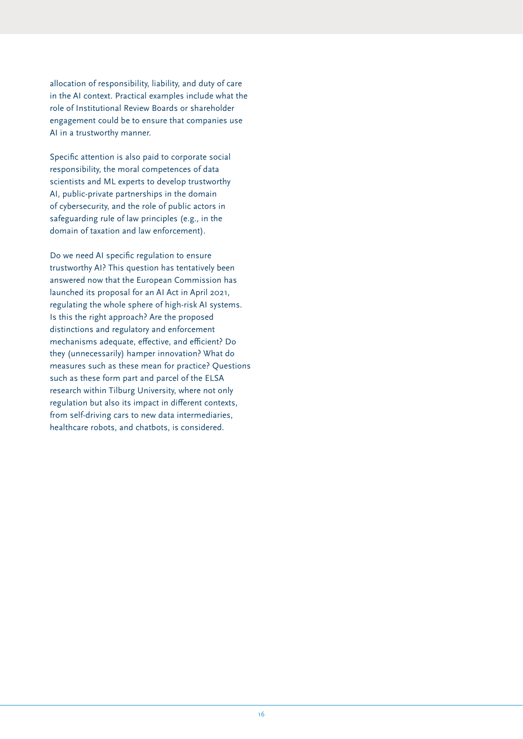allocation of responsibility, liability, and duty of care in the AI context. Practical examples include what the role of Institutional Review Boards or shareholder engagement could be to ensure that companies use AI in a trustworthy manner.

Specific attention is also paid to corporate social responsibility, the moral competences of data scientists and ML experts to develop trustworthy AI, public-private partnerships in the domain of cybersecurity, and the role of public actors in safeguarding rule of law principles (e.g., in the domain of taxation and law enforcement).

Do we need AI specific regulation to ensure trustworthy AI? This question has tentatively been answered now that the European Commission has launched its proposal for an AI Act in April 2021, regulating the whole sphere of high-risk AI systems. Is this the right approach? Are the proposed distinctions and regulatory and enforcement mechanisms adequate, effective, and efficient? Do they (unnecessarily) hamper innovation? What do measures such as these mean for practice? Questions such as these form part and parcel of the ELSA research within Tilburg University, where not only regulation but also its impact in different contexts, from self-driving cars to new data intermediaries, healthcare robots, and chatbots, is considered.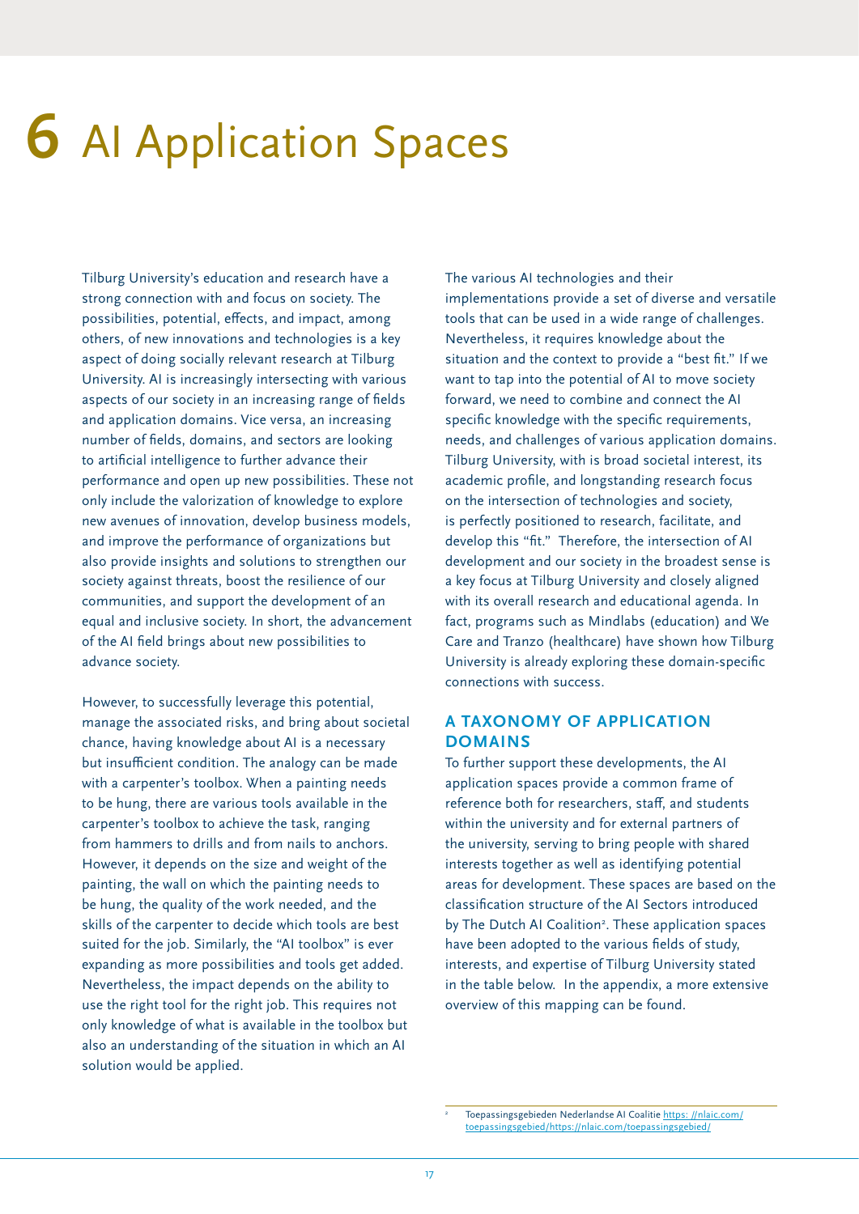# 6 AI Application Spaces

Tilburg University's education and research have a strong connection with and focus on society. The possibilities, potential, effects, and impact, among others, of new innovations and technologies is a key aspect of doing socially relevant research at Tilburg University. AI is increasingly intersecting with various aspects of our society in an increasing range of fields and application domains. Vice versa, an increasing number of fields, domains, and sectors are looking to artificial intelligence to further advance their performance and open up new possibilities. These not only include the valorization of knowledge to explore new avenues of innovation, develop business models, and improve the performance of organizations but also provide insights and solutions to strengthen our society against threats, boost the resilience of our communities, and support the development of an equal and inclusive society. In short, the advancement of the AI field brings about new possibilities to advance society.

However, to successfully leverage this potential, manage the associated risks, and bring about societal chance, having knowledge about AI is a necessary but insufficient condition. The analogy can be made with a carpenter's toolbox. When a painting needs to be hung, there are various tools available in the carpenter's toolbox to achieve the task, ranging from hammers to drills and from nails to anchors. However, it depends on the size and weight of the painting, the wall on which the painting needs to be hung, the quality of the work needed, and the skills of the carpenter to decide which tools are best suited for the job. Similarly, the "AI toolbox" is ever expanding as more possibilities and tools get added. Nevertheless, the impact depends on the ability to use the right tool for the right job. This requires not only knowledge of what is available in the toolbox but also an understanding of the situation in which an AI solution would be applied.

The various AI technologies and their implementations provide a set of diverse and versatile tools that can be used in a wide range of challenges. Nevertheless, it requires knowledge about the situation and the context to provide a "best fit." If we want to tap into the potential of AI to move society forward, we need to combine and connect the AI specific knowledge with the specific requirements, needs, and challenges of various application domains. Tilburg University, with is broad societal interest, its academic profile, and longstanding research focus on the intersection of technologies and society, is perfectly positioned to research, facilitate, and develop this "fit." Therefore, the intersection of AI development and our society in the broadest sense is a key focus at Tilburg University and closely aligned with its overall research and educational agenda. In fact, programs such as Mindlabs (education) and We Care and Tranzo (healthcare) have shown how Tilburg University is already exploring these domain-specific connections with success.

## A TAXONOMY OF APPLICATION DOMAINS

To further support these developments, the AI application spaces provide a common frame of reference both for researchers, staff, and students within the university and for external partners of the university, serving to bring people with shared interests together as well as identifying potential areas for development. These spaces are based on the classification structure of the AI Sectors introduced by The Dutch AI Coalition[2]. These application spaces have been adopted to the various fields of study, interests, and expertise of Tilburg University stated in the table below. In the appendix, a more extensive overview of this mapping can be found.

[2] Toepassingsgebieden Nederlandse AI Coalitie https: //nlaic.com/toepassingsgebied/https://nlaic.com/toepassingsgebied/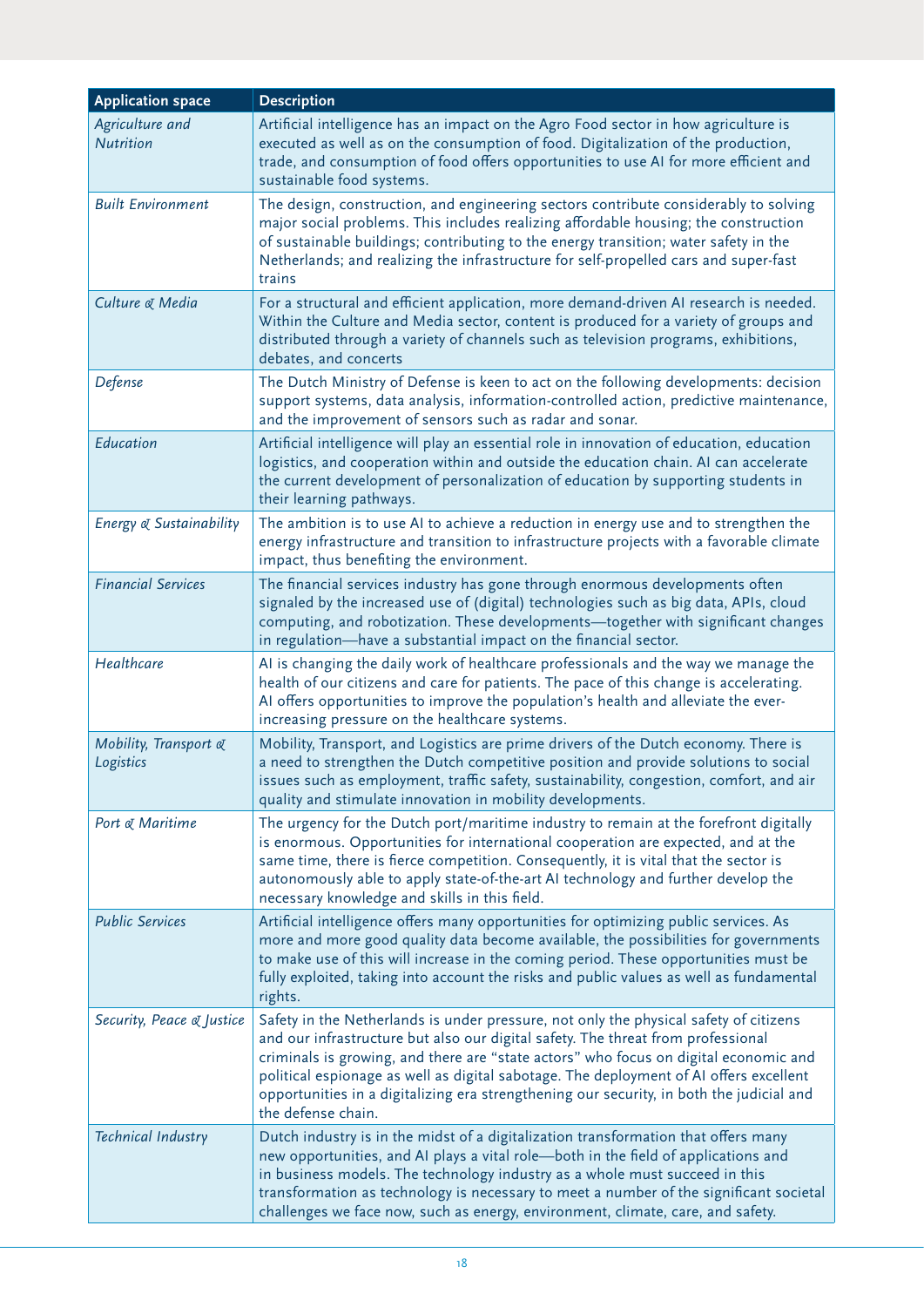| Application space | Description |
|---|---|
| *Agriculture and Nutrition* | Artificial intelligence has an impact on the Agro Food sector in how agriculture is executed as well as on the consumption of food. Digitalization of the production, trade, and consumption of food offers opportunities to use AI for more efficient and sustainable food systems. |
| *Built Environment* | The design, construction, and engineering sectors contribute considerably to solving major social problems. This includes realizing affordable housing; the construction of sustainable buildings; contributing to the energy transition; water safety in the Netherlands; and realizing the infrastructure for self-propelled cars and super-fast trains |
| *Culture & Media* | For a structural and efficient application, more demand-driven AI research is needed. Within the Culture and Media sector, content is produced for a variety of groups and distributed through a variety of channels such as television programs, exhibitions, debates, and concerts |
| *Defense* | The Dutch Ministry of Defense is keen to act on the following developments: decision support systems, data analysis, information-controlled action, predictive maintenance, and the improvement of sensors such as radar and sonar. |
| *Education* | Artificial intelligence will play an essential role in innovation of education, education logistics, and cooperation within and outside the education chain. AI can accelerate the current development of personalization of education by supporting students in their learning pathways. |
| *Energy & Sustainability* | The ambition is to use AI to achieve a reduction in energy use and to strengthen the energy infrastructure and transition to infrastructure projects with a favorable climate impact, thus benefiting the environment. |
| *Financial Services* | The financial services industry has gone through enormous developments often signaled by the increased use of (digital) technologies such as big data, APIs, cloud computing, and robotization. These developments—together with significant changes in regulation—have a substantial impact on the financial sector. |
| *Healthcare* | AI is changing the daily work of healthcare professionals and the way we manage the health of our citizens and care for patients. The pace of this change is accelerating. AI offers opportunities to improve the population's health and alleviate the ever-increasing pressure on the healthcare systems. |
| *Mobility, Transport & Logistics* | Mobility, Transport, and Logistics are prime drivers of the Dutch economy. There is a need to strengthen the Dutch competitive position and provide solutions to social issues such as employment, traffic safety, sustainability, congestion, comfort, and air quality and stimulate innovation in mobility developments. |
| *Port & Maritime* | The urgency for the Dutch port/maritime industry to remain at the forefront digitally is enormous. Opportunities for international cooperation are expected, and at the same time, there is fierce competition. Consequently, it is vital that the sector is autonomously able to apply state-of-the-art AI technology and further develop the necessary knowledge and skills in this field. |
| *Public Services* | Artificial intelligence offers many opportunities for optimizing public services. As more and more good quality data become available, the possibilities for governments to make use of this will increase in the coming period. These opportunities must be fully exploited, taking into account the risks and public values as well as fundamental rights. |
| *Security, Peace & Justice* | Safety in the Netherlands is under pressure, not only the physical safety of citizens and our infrastructure but also our digital safety. The threat from professional criminals is growing, and there are "state actors" who focus on digital economic and political espionage as well as digital sabotage. The deployment of AI offers excellent opportunities in a digitalizing era strengthening our security, in both the judicial and the defense chain. |
| *Technical Industry* | Dutch industry is in the midst of a digitalization transformation that offers many new opportunities, and AI plays a vital role—both in the field of applications and in business models. The technology industry as a whole must succeed in this transformation as technology is necessary to meet a number of the significant societal challenges we face now, such as energy, environment, climate, care, and safety. |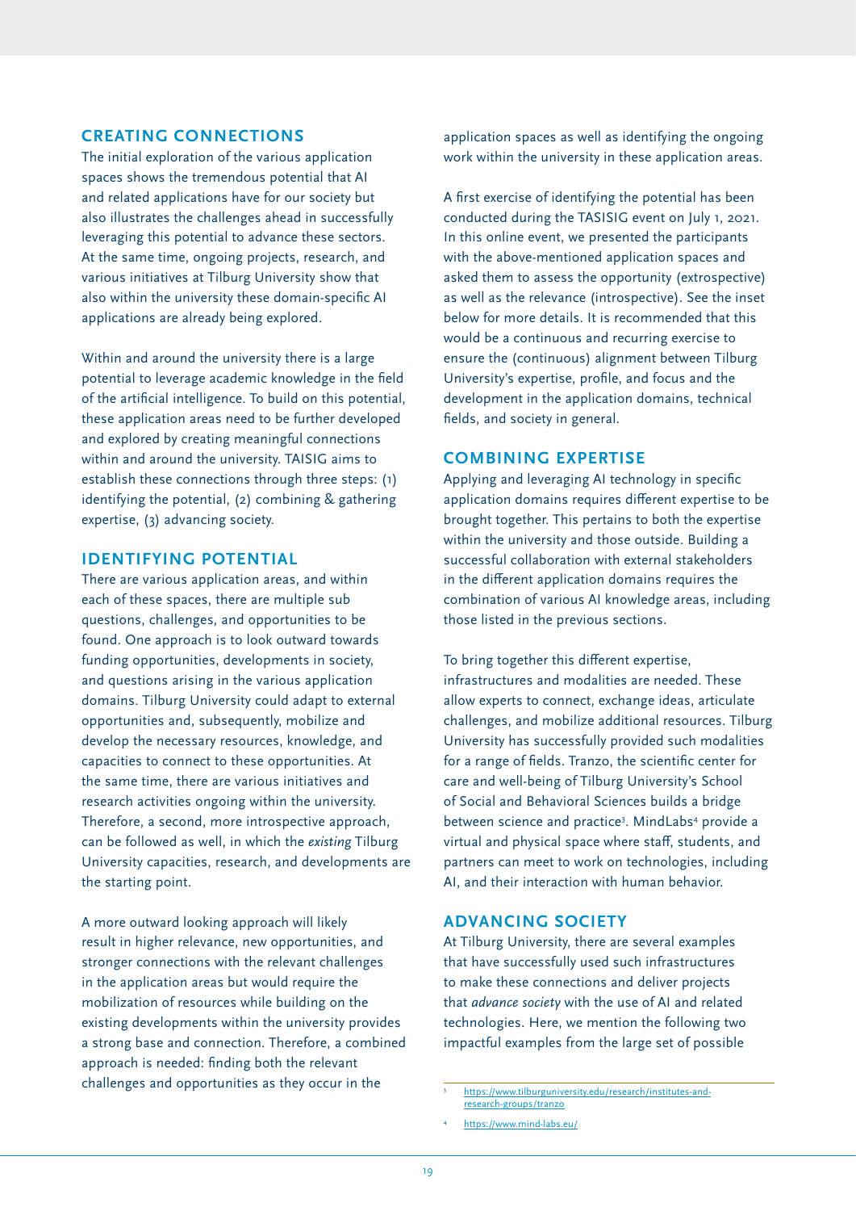## CREATING CONNECTIONS

The initial exploration of the various application spaces shows the tremendous potential that AI and related applications have for our society but also illustrates the challenges ahead in successfully leveraging this potential to advance these sectors. At the same time, ongoing projects, research, and various initiatives at Tilburg University show that also within the university these domain-specific AI applications are already being explored.

Within and around the university there is a large potential to leverage academic knowledge in the field of the artificial intelligence. To build on this potential, these application areas need to be further developed and explored by creating meaningful connections within and around the university. TASIG aims to establish these connections through three steps: (1) identifying the potential, (2) combining & gathering expertise, (3) advancing society.

## IDENTIFYING POTENTIAL

There are various application areas, and within each of these spaces, there are multiple sub questions, challenges, and opportunities to be found. One approach is to look outward towards funding opportunities, developments in society, and questions arising in the various application domains. Tilburg University could adapt to external opportunities and, subsequently, mobilize and develop the necessary resources, knowledge, and capacities to connect to these opportunities. At the same time, there are various initiatives and research activities ongoing within the university. Therefore, a second, more introspective approach, can be followed as well, in which the *existing* Tilburg University capacities, research, and developments are the starting point.

A more outward looking approach will likely result in higher relevance, new opportunities, and stronger connections with the relevant challenges in the application areas but would require the mobilization of resources while building on the existing developments within the university provides a strong base and connection. Therefore, a combined approach is needed: finding both the relevant challenges and opportunities as they occur in the application spaces as well as identifying the ongoing work within the university in these application areas.

A first exercise of identifying the potential has been conducted during the TASISIG event on July 1, 2021. In this online event, we presented the participants with the above-mentioned application spaces and asked them to assess the opportunity (extrospective) as well as the relevance (introspective). See the inset below for more details. It is recommended that this would be a continuous and recurring exercise to ensure the (continuous) alignment between Tilburg University's expertise, profile, and focus and the development in the application domains, technical fields, and society in general.

## COMBINING EXPERTISE

Applying and leveraging AI technology in specific application domains requires different expertise to be brought together. This pertains to both the expertise within the university and those outside. Building a successful collaboration with external stakeholders in the different application domains requires the combination of various AI knowledge areas, including those listed in the previous sections.

To bring together this different expertise, infrastructures and modalities are needed. These allow experts to connect, exchange ideas, articulate challenges, and mobilize additional resources. Tilburg University has successfully provided such modalities for a range of fields. Tranzo, the scientific center for care and well-being of Tilburg University's School of Social and Behavioral Sciences builds a bridge between science and practice[3]. MindLabs[4] provide a virtual and physical space where staff, students, and partners can meet to work on technologies, including AI, and their interaction with human behavior.

## ADVANCING SOCIETY

At Tilburg University, there are several examples that have successfully used such infrastructures to make these connections and deliver projects that *advance society* with the use of AI and related technologies. Here, we mention the following two impactful examples from the large set of possible

---

[3] https://www.tilburguniversity.edu/research/institutes-and-research-groups/tranzo

[4] https://www.mind-labs.eu/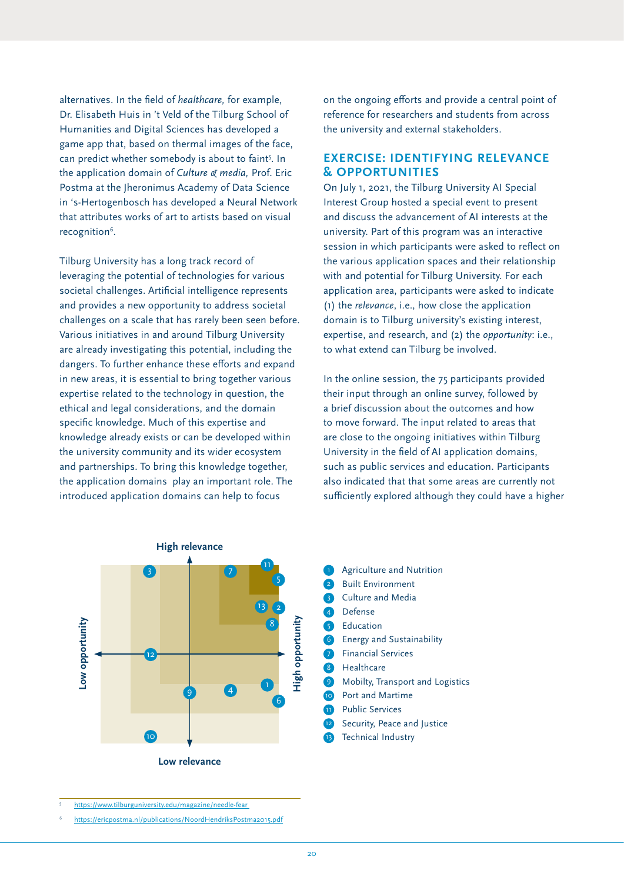alternatives. In the field of *healthcare,* for example, Dr. Elisabeth Huis in 't Veld of the Tilburg School of Humanities and Digital Sciences has developed a game app that, based on thermal images of the face, can predict whether somebody is about to faint[5]. In the application domain of *Culture & media,* Prof. Eric Postma at the Jheronimus Academy of Data Science in 's-Hertogenbosch has developed a Neural Network that attributes works of art to artists based on visual recognition[6].

Tilburg University has a long track record of leveraging the potential of technologies for various societal challenges. Artificial intelligence represents and provides a new opportunity to address societal challenges on a scale that has rarely been seen before. Various initiatives in and around Tilburg University are already investigating this potential, including the dangers. To further enhance these efforts and expand in new areas, it is essential to bring together various expertise related to the technology in question, the ethical and legal considerations, and the domain specific knowledge. Much of this expertise and knowledge already exists or can be developed within the university community and its wider ecosystem and partnerships. To bring this knowledge together, the application domains play an important role. The introduced application domains can help to focus on the ongoing efforts and provide a central point of reference for researchers and students from across the university and external stakeholders.

## EXERCISE: IDENTIFYING RELEVANCE & OPPORTUNITIES

On July 1, 2021, the Tilburg University AI Special Interest Group hosted a special event to present and discuss the advancement of AI interests at the university. Part of this program was an interactive session in which participants were asked to reflect on the various application spaces and their relationship with and potential for Tilburg University. For each application area, participants were asked to indicate (1) the *relevance*, i.e., how close the application domain is to Tilburg university's existing interest, expertise, and research, and (2) the *opportunity*: i.e., to what extend can Tilburg be involved.

In the online session, the 75 participants provided their input through an online survey, followed by a brief discussion about the outcomes and how to move forward. The input related to areas that are close to the ongoing initiatives within Tilburg University in the field of AI application domains, such as public services and education. Participants also indicated that that some areas are currently not sufficiently explored although they could have a higher

High relevance

Low opportunity — High opportunity

Low relevance

1. Agriculture and Nutrition
2. Built Environment
3. Culture and Media
4. Defense
5. Education
6. Energy and Sustainability
7. Financial Services
8. Healthcare
9. Mobilty, Transport and Logistics
10. Port and Martime
11. Public Services
12. Security, Peace and Justice
13. Technical Industry

---

5 https://www.tilburguniversity.edu/magazine/needle-fear

6 https://ericpostma.nl/publications/NoordHendriksPostma2015.pdf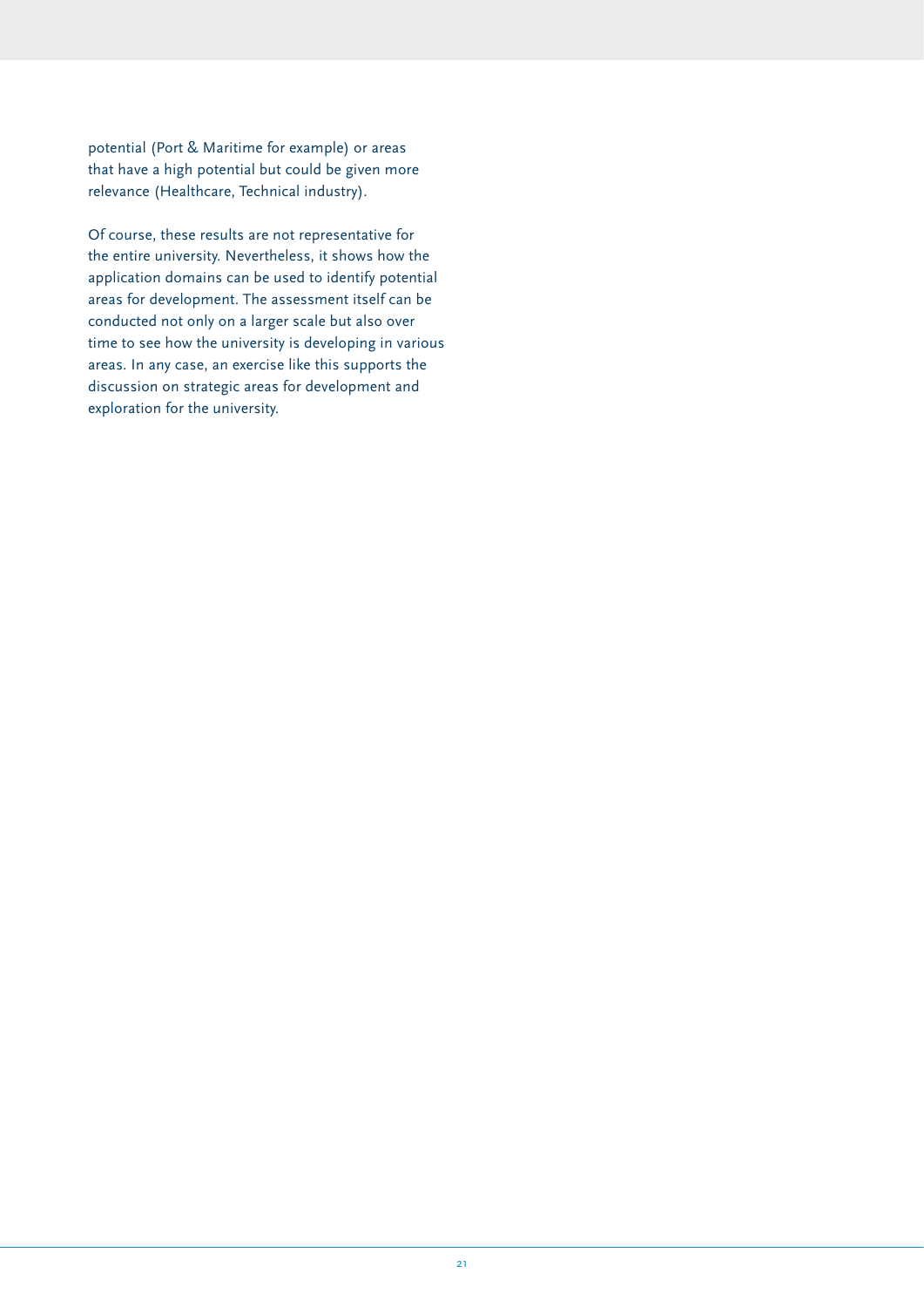potential (Port & Maritime for example) or areas that have a high potential but could be given more relevance (Healthcare, Technical industry).

Of course, these results are not representative for the entire university. Nevertheless, it shows how the application domains can be used to identify potential areas for development. The assessment itself can be conducted not only on a larger scale but also over time to see how the university is developing in various areas. In any case, an exercise like this supports the discussion on strategic areas for development and exploration for the university.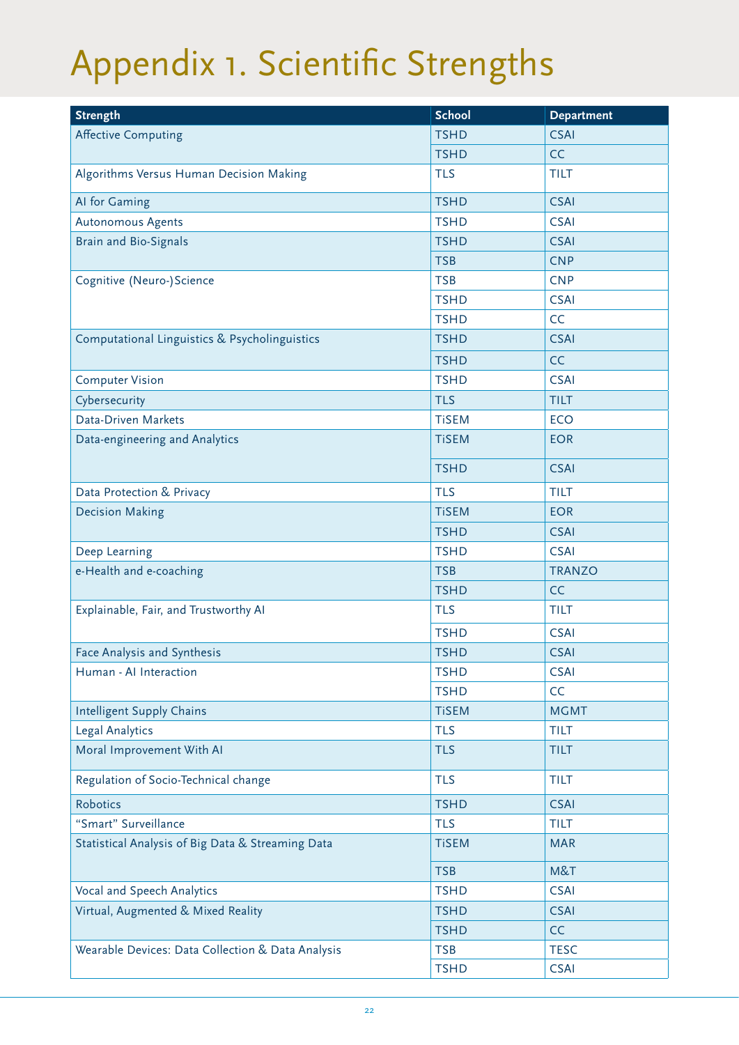# Appendix 1. Scientific Strengths

| Strength | School | Department |
|---|---|---|
| Affective Computing | TSHD | CSAI |
| | TSHD | CC |
| Algorithms Versus Human Decision Making | TLS | TILT |
| AI for Gaming | TSHD | CSAI |
| Autonomous Agents | TSHD | CSAI |
| Brain and Bio-Signals | TSHD | CSAI |
| | TSB | CNP |
| Cognitive (Neuro-)Science | TSB | CNP |
| | TSHD | CSAI |
| | TSHD | CC |
| Computational Linguistics & Psycholinguistics | TSHD | CSAI |
| | TSHD | CC |
| Computer Vision | TSHD | CSAI |
| Cybersecurity | TLS | TILT |
| Data-Driven Markets | TiSEM | ECO |
| Data-engineering and Analytics | TiSEM | EOR |
| | TSHD | CSAI |
| Data Protection & Privacy | TLS | TILT |
| Decision Making | TiSEM | EOR |
| | TSHD | CSAI |
| Deep Learning | TSHD | CSAI |
| e-Health and e-coaching | TSB | TRANZO |
| | TSHD | CC |
| Explainable, Fair, and Trustworthy AI | TLS | TILT |
| | TSHD | CSAI |
| Face Analysis and Synthesis | TSHD | CSAI |
| Human - AI Interaction | TSHD | CSAI |
| | TSHD | CC |
| Intelligent Supply Chains | TiSEM | MGMT |
| Legal Analytics | TLS | TILT |
| Moral Improvement With AI | TLS | TILT |
| Regulation of Socio-Technical change | TLS | TILT |
| Robotics | TSHD | CSAI |
| “Smart” Surveillance | TLS | TILT |
| Statistical Analysis of Big Data & Streaming Data | TiSEM | MAR |
| | TSB | M&T |
| Vocal and Speech Analytics | TSHD | CSAI |
| Virtual, Augmented & Mixed Reality | TSHD | CSAI |
| | TSHD | CC |
| Wearable Devices: Data Collection & Data Analysis | TSB | TESC |
| | TSHD | CSAI |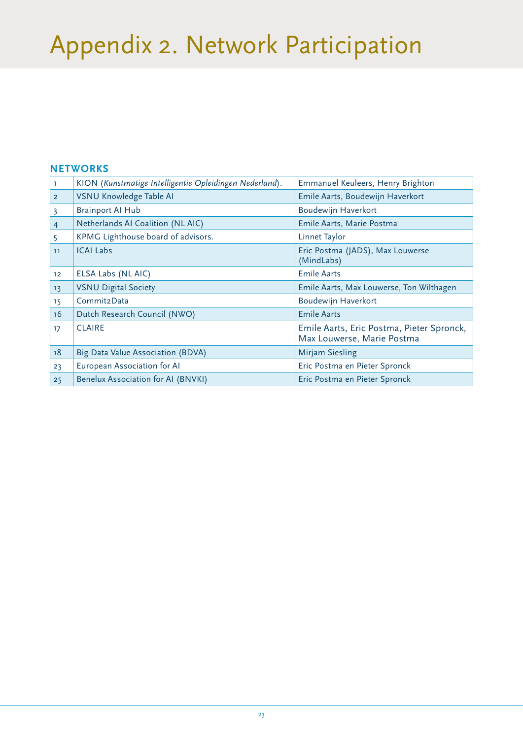# Appendix 2. Network Participation

### NETWORKS

| | | |
|---|---|---|
| 1 | KION (*Kunstmatige Intelligentie Opleidingen Nederland*). | Emmanuel Keuleers, Henry Brighton |
| 2 | VSNU Knowledge Table AI | Emile Aarts, Boudewijn Haverkort |
| 3 | Brainport AI Hub | Boudewijn Haverkort |
| 4 | Netherlands AI Coalition (NL AIC) | Emile Aarts, Marie Postma |
| 5 | KPMG Lighthouse board of advisors. | Linnet Taylor |
| 11 | ICAI Labs | Eric Postma (JADS), Max Louwerse (MindLabs) |
| 12 | ELSA Labs (NL AIC) | Emile Aarts |
| 13 | VSNU Digital Society | Emile Aarts, Max Louwerse, Ton Wilthagen |
| 15 | Commit2Data | Boudewijn Haverkort |
| 16 | Dutch Research Council (NWO) | Emile Aarts |
| 17 | CLAIRE | Emile Aarts, Eric Postma, Pieter Spronck, Max Louwerse, Marie Postma |
| 18 | Big Data Value Association (BDVA) | Mirjam Siesling |
| 23 | European Association for AI | Eric Postma en Pieter Spronck |
| 25 | Benelux Association for AI (BNVKI) | Eric Postma en Pieter Spronck |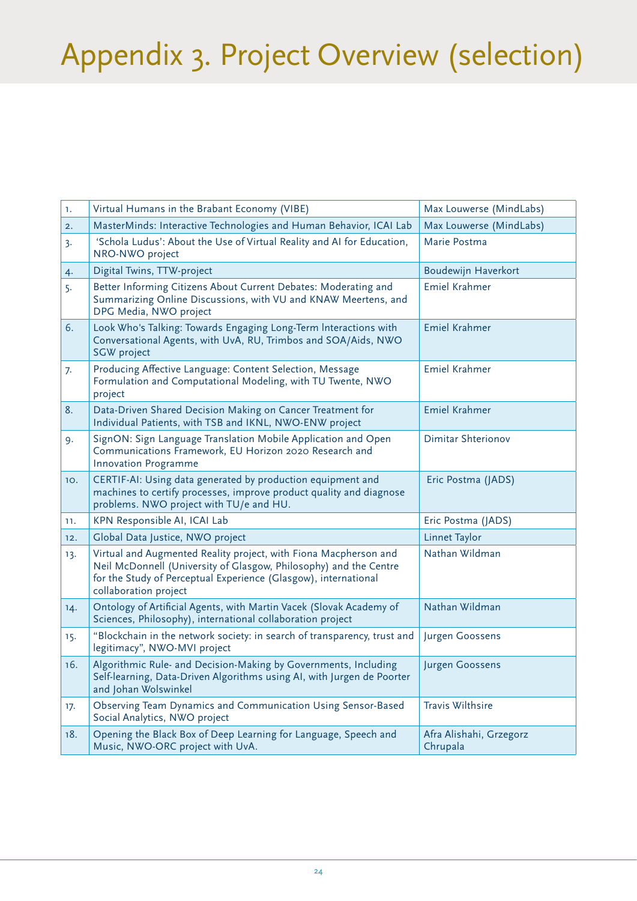# Appendix 3. Project Overview (selection)

| | | |
|---|---|---|
| 1. | Virtual Humans in the Brabant Economy (VIBE) | Max Louwerse (MindLabs) |
| 2. | MasterMinds: Interactive Technologies and Human Behavior, ICAI Lab | Max Louwerse (MindLabs) |
| 3. | 'Schola Ludus': About the Use of Virtual Reality and AI for Education, NRO-NWO project | Marie Postma |
| 4. | Digital Twins, TTW-project | Boudewijn Haverkort |
| 5. | Better Informing Citizens About Current Debates: Moderating and Summarizing Online Discussions, with VU and KNAW Meertens, and DPG Media, NWO project | Emiel Krahmer |
| 6. | Look Who's Talking: Towards Engaging Long-Term Interactions with Conversational Agents, with UvA, RU, Trimbos and SOA/Aids, NWO SGW project | Emiel Krahmer |
| 7. | Producing Affective Language: Content Selection, Message Formulation and Computational Modeling, with TU Twente, NWO project | Emiel Krahmer |
| 8. | Data-Driven Shared Decision Making on Cancer Treatment for Individual Patients, with TSB and IKNL, NWO-ENW project | Emiel Krahmer |
| 9. | SignON: Sign Language Translation Mobile Application and Open Communications Framework, EU Horizon 2020 Research and Innovation Programme | Dimitar Shterionov |
| 10. | CERTIF-AI: Using data generated by production equipment and machines to certify processes, improve product quality and diagnose problems. NWO project with TU/e and HU. | Eric Postma (JADS) |
| 11. | KPN Responsible AI, ICAI Lab | Eric Postma (JADS) |
| 12. | Global Data Justice, NWO project | Linnet Taylor |
| 13. | Virtual and Augmented Reality project, with Fiona Macpherson and Neil McDonnell (University of Glasgow, Philosophy) and the Centre for the Study of Perceptual Experience (Glasgow), international collaboration project | Nathan Wildman |
| 14. | Ontology of Artificial Agents, with Martin Vacek (Slovak Academy of Sciences, Philosophy), international collaboration project | Nathan Wildman |
| 15. | "Blockchain in the network society: in search of transparency, trust and legitimacy", NWO-MVI project | Jurgen Goossens |
| 16. | Algorithmic Rule- and Decision-Making by Governments, Including Self-learning, Data-Driven Algorithms using AI, with Jurgen de Poorter and Johan Wolswinkel | Jurgen Goossens |
| 17. | Observing Team Dynamics and Communication Using Sensor-Based Social Analytics, NWO project | Travis Wilthsire |
| 18. | Opening the Black Box of Deep Learning for Language, Speech and Music, NWO-ORC project with UvA. | Afra Alishahi, Grzegorz Chrupala |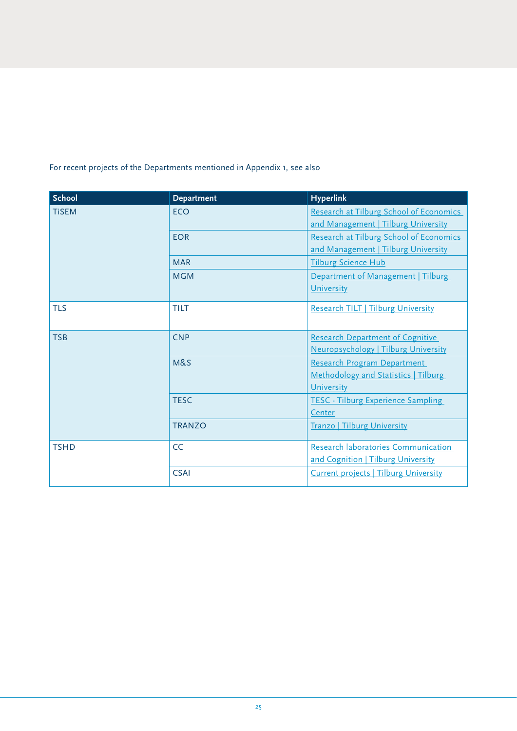For recent projects of the Departments mentioned in Appendix 1, see also

| School | Department | Hyperlink |
|---|---|---|
| TiSEM | ECO | Research at Tilburg School of Economics and Management \| Tilburg University |
| | EOR | Research at Tilburg School of Economics and Management \| Tilburg University |
| | MAR | Tilburg Science Hub |
| | MGM | Department of Management \| Tilburg University |
| TLS | TILT | Research TILT \| Tilburg University |
| TSB | CNP | Research Department of Cognitive Neuropsychology \| Tilburg University |
| | M&S | Research Program Department Methodology and Statistics \| Tilburg University |
| | TESC | TESC - Tilburg Experience Sampling Center |
| | TRANZO | Tranzo \| Tilburg University |
| TSHD | CC | Research laboratories Communication and Cognition \| Tilburg University |
| | CSAI | Current projects \| Tilburg University |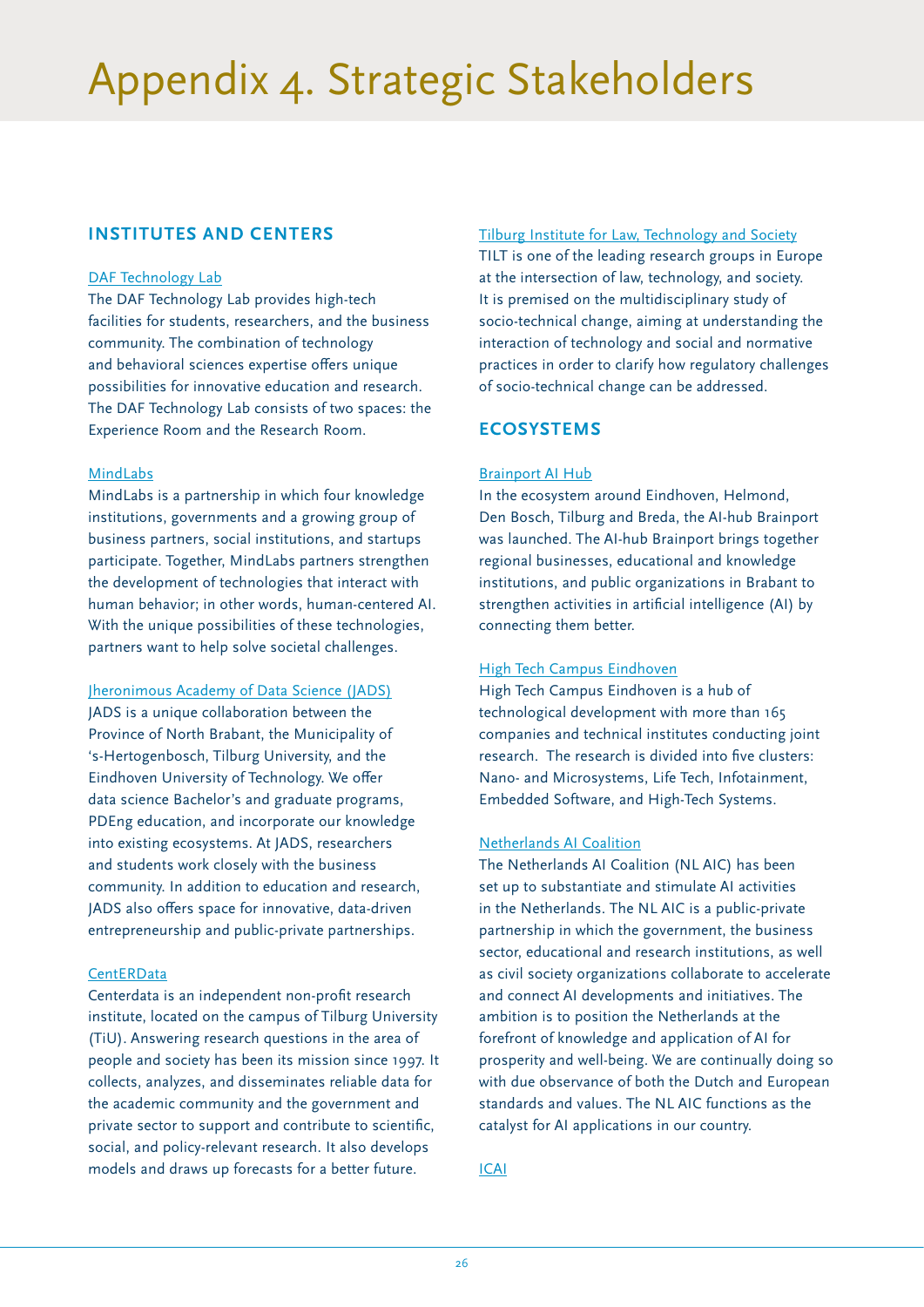# Appendix 4. Strategic Stakeholders

## INSTITUTES AND CENTERS

### DAF Technology Lab

The DAF Technology Lab provides high-tech facilities for students, researchers, and the business community. The combination of technology and behavioral sciences expertise offers unique possibilities for innovative education and research. The DAF Technology Lab consists of two spaces: the Experience Room and the Research Room.

### MindLabs

MindLabs is a partnership in which four knowledge institutions, governments and a growing group of business partners, social institutions, and startups participate. Together, MindLabs partners strengthen the development of technologies that interact with human behavior; in other words, human-centered AI. With the unique possibilities of these technologies, partners want to help solve societal challenges.

### Jheronimous Academy of Data Science (JADS)

JADS is a unique collaboration between the Province of North Brabant, the Municipality of 's-Hertogenbosch, Tilburg University, and the Eindhoven University of Technology. We offer data science Bachelor's and graduate programs, PDEng education, and incorporate our knowledge into existing ecosystems. At JADS, researchers and students work closely with the business community. In addition to education and research, JADS also offers space for innovative, data-driven entrepreneurship and public-private partnerships.

### CentERData

Centerdata is an independent non-profit research institute, located on the campus of Tilburg University (TiU). Answering research questions in the area of people and society has been its mission since 1997. It collects, analyzes, and disseminates reliable data for the academic community and the government and private sector to support and contribute to scientific, social, and policy-relevant research. It also develops models and draws up forecasts for a better future.

### Tilburg Institute for Law, Technology and Society

TILT is one of the leading research groups in Europe at the intersection of law, technology, and society. It is premised on the multidisciplinary study of socio-technical change, aiming at understanding the interaction of technology and social and normative practices in order to clarify how regulatory challenges of socio-technical change can be addressed.

## ECOSYSTEMS

### Brainport AI Hub

In the ecosystem around Eindhoven, Helmond, Den Bosch, Tilburg and Breda, the AI-hub Brainport was launched. The AI-hub Brainport brings together regional businesses, educational and knowledge institutions, and public organizations in Brabant to strengthen activities in artificial intelligence (AI) by connecting them better.

### High Tech Campus Eindhoven

High Tech Campus Eindhoven is a hub of technological development with more than 165 companies and technical institutes conducting joint research. The research is divided into five clusters: Nano- and Microsystems, Life Tech, Infotainment, Embedded Software, and High-Tech Systems.

### Netherlands AI Coalition

The Netherlands AI Coalition (NL AIC) has been set up to substantiate and stimulate AI activities in the Netherlands. The NL AIC is a public-private partnership in which the government, the business sector, educational and research institutions, as well as civil society organizations collaborate to accelerate and connect AI developments and initiatives. The ambition is to position the Netherlands at the forefront of knowledge and application of AI for prosperity and well-being. We are continually doing so with due observance of both the Dutch and European standards and values. The NL AIC functions as the catalyst for AI applications in our country.

### ICAI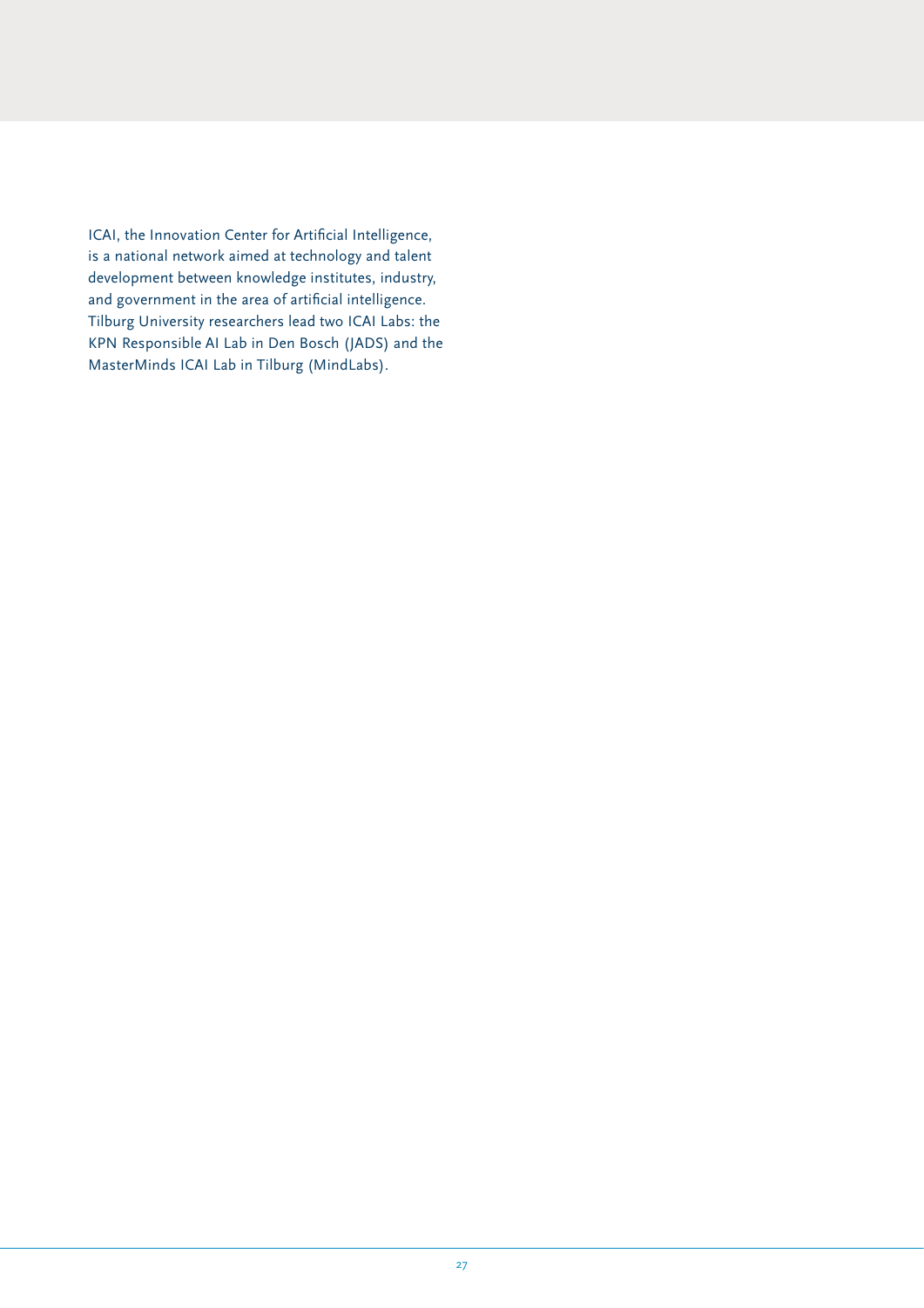ICAI, the Innovation Center for Artificial Intelligence, is a national network aimed at technology and talent development between knowledge institutes, industry, and government in the area of artificial intelligence. Tilburg University researchers lead two ICAI Labs: the KPN Responsible AI Lab in Den Bosch (JADS) and the MasterMinds ICAI Lab in Tilburg (MindLabs).